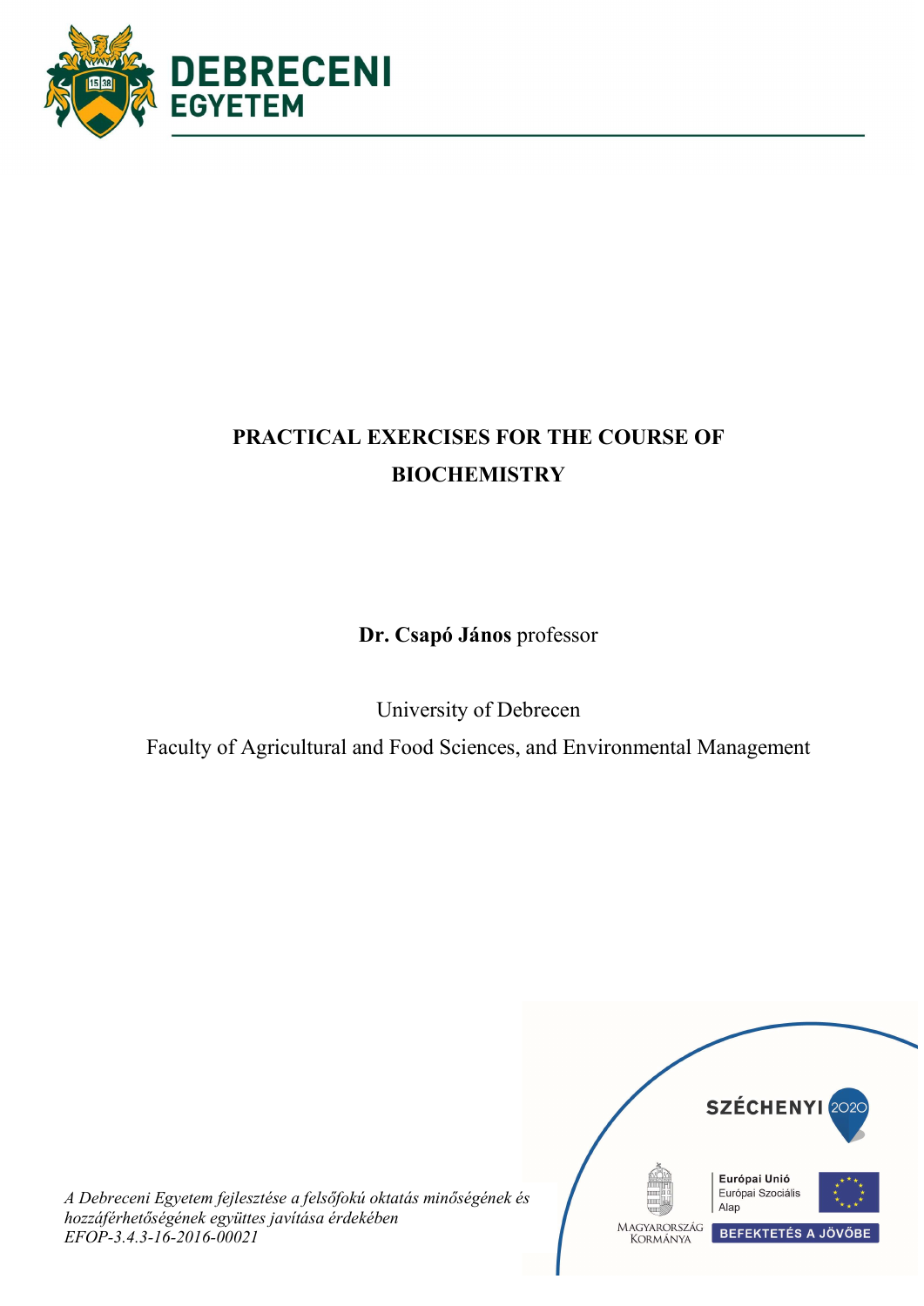DEBRECENI EGYETEM

# PRACTICAL EXERCISES FOR THE COURSE OF BIOCHEMISTRY

**Dr. Csapó János** professor

University of Debrecen

Faculty of Agricultural and Food Sciences, and Environmental Management

*A Debreceni Egyetem fejlesztése a felsőfokú oktatás minőségének és hozzáférhetőségének együttes javítása érdekében*
*EFOP-3.4.3-16-2016-00021*

SZÉCHENYI 2020

MAGYARORSZÁG KORMÁNYA

Európai Unió
Európai Szociális Alap

BEFEKTETÉS A JÖVŐBE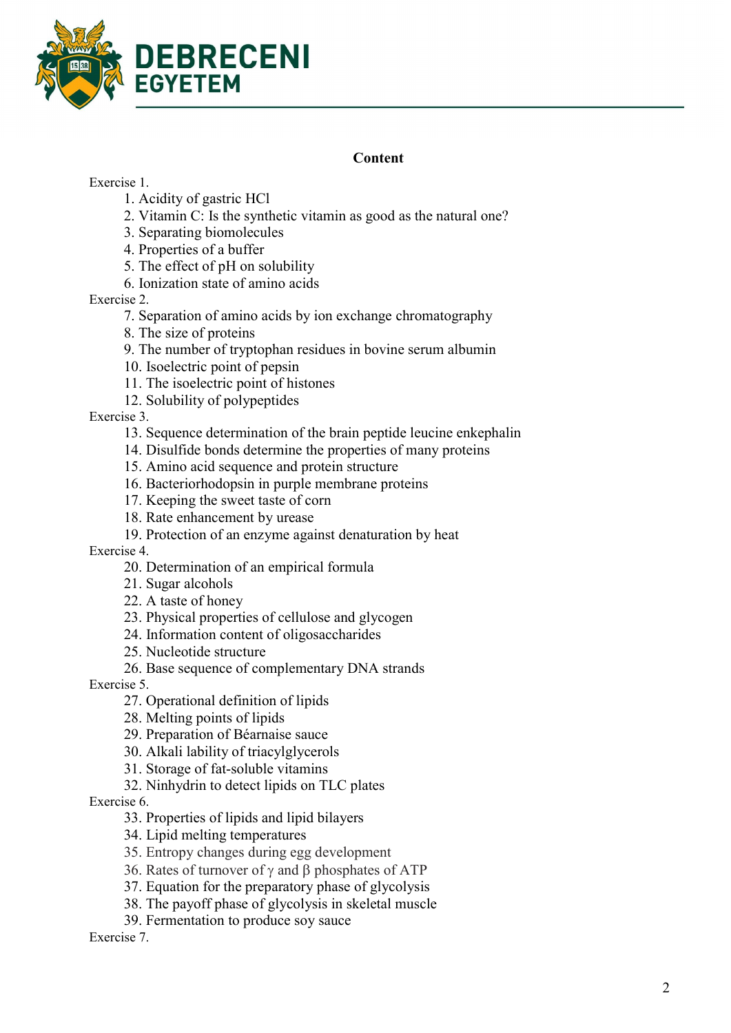## Content

Exercise 1.

1. Acidity of gastric HCl
2. Vitamin C: Is the synthetic vitamin as good as the natural one?
3. Separating biomolecules
4. Properties of a buffer
5. The effect of pH on solubility
6. Ionization state of amino acids

Exercise 2.

7. Separation of amino acids by ion exchange chromatography
8. The size of proteins
9. The number of tryptophan residues in bovine serum albumin
10. Isoelectric point of pepsin
11. The isoelectric point of histones
12. Solubility of polypeptides

Exercise 3.

13. Sequence determination of the brain peptide leucine enkephalin
14. Disulfide bonds determine the properties of many proteins
15. Amino acid sequence and protein structure
16. Bacteriorhodopsin in purple membrane proteins
17. Keeping the sweet taste of corn
18. Rate enhancement by urease
19. Protection of an enzyme against denaturation by heat

Exercise 4.

20. Determination of an empirical formula
21. Sugar alcohols
22. A taste of honey
23. Physical properties of cellulose and glycogen
24. Information content of oligosaccharides
25. Nucleotide structure
26. Base sequence of complementary DNA strands

Exercise 5.

27. Operational definition of lipids
28. Melting points of lipids
29. Preparation of Béarnaise sauce
30. Alkali lability of triacylglycerols
31. Storage of fat-soluble vitamins
32. Ninhydrin to detect lipids on TLC plates

Exercise 6.

33. Properties of lipids and lipid bilayers
34. Lipid melting temperatures
35. Entropy changes during egg development
36. Rates of turnover of $\gamma$ and $\beta$ phosphates of ATP
37. Equation for the preparatory phase of glycolysis
38. The payoff phase of glycolysis in skeletal muscle
39. Fermentation to produce soy sauce

Exercise 7.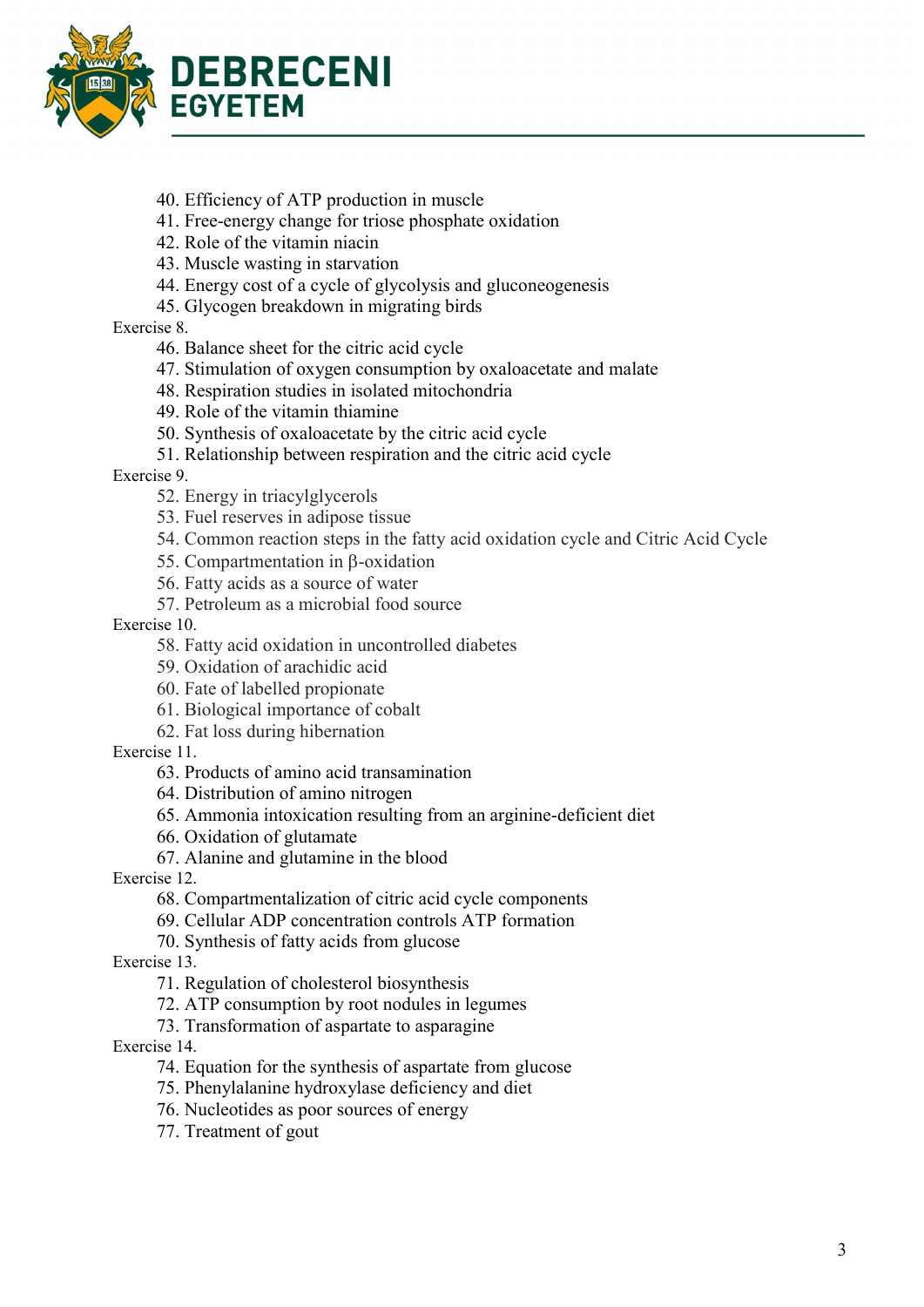40. Efficiency of ATP production in muscle
41. Free-energy change for triose phosphate oxidation
42. Role of the vitamin niacin
43. Muscle wasting in starvation
44. Energy cost of a cycle of glycolysis and gluconeogenesis
45. Glycogen breakdown in migrating birds

Exercise 8.

46. Balance sheet for the citric acid cycle
47. Stimulation of oxygen consumption by oxaloacetate and malate
48. Respiration studies in isolated mitochondria
49. Role of the vitamin thiamine
50. Synthesis of oxaloacetate by the citric acid cycle
51. Relationship between respiration and the citric acid cycle

Exercise 9.

52. Energy in triacylglycerols
53. Fuel reserves in adipose tissue
54. Common reaction steps in the fatty acid oxidation cycle and Citric Acid Cycle
55. Compartmentation in β-oxidation
56. Fatty acids as a source of water
57. Petroleum as a microbial food source

Exercise 10.

58. Fatty acid oxidation in uncontrolled diabetes
59. Oxidation of arachidic acid
60. Fate of labelled propionate
61. Biological importance of cobalt
62. Fat loss during hibernation

Exercise 11.

63. Products of amino acid transamination
64. Distribution of amino nitrogen
65. Ammonia intoxication resulting from an arginine-deficient diet
66. Oxidation of glutamate
67. Alanine and glutamine in the blood

Exercise 12.

68. Compartmentalization of citric acid cycle components
69. Cellular ADP concentration controls ATP formation
70. Synthesis of fatty acids from glucose

Exercise 13.

71. Regulation of cholesterol biosynthesis
72. ATP consumption by root nodules in legumes
73. Transformation of aspartate to asparagine

Exercise 14.

74. Equation for the synthesis of aspartate from glucose
75. Phenylalanine hydroxylase deficiency and diet
76. Nucleotides as poor sources of energy
77. Treatment of gout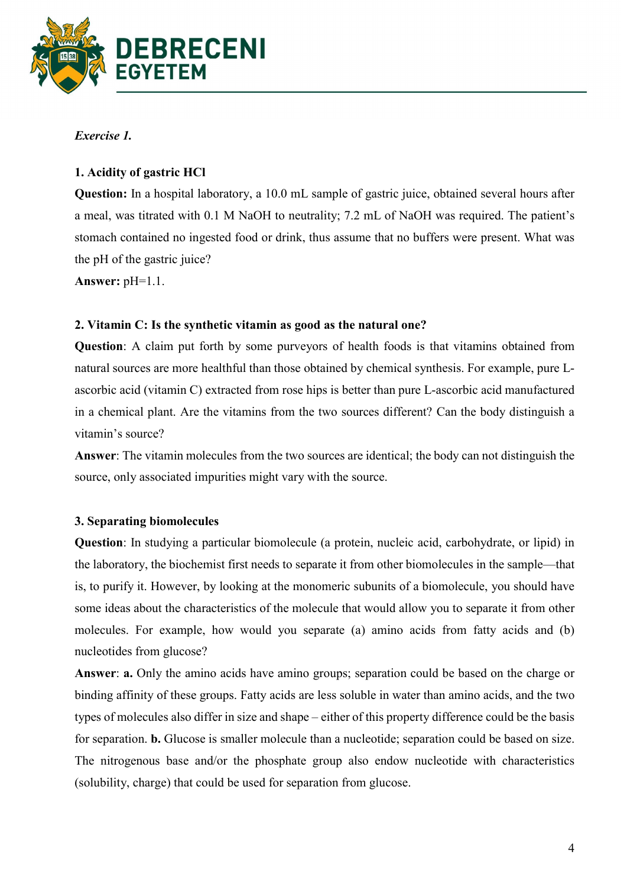*Exercise 1.*

**1. Acidity of gastric HCl**

**Question:** In a hospital laboratory, a 10.0 mL sample of gastric juice, obtained several hours after a meal, was titrated with 0.1 M NaOH to neutrality; 7.2 mL of NaOH was required. The patient's stomach contained no ingested food or drink, thus assume that no buffers were present. What was the pH of the gastric juice?

**Answer:** pH=1.1.

**2. Vitamin C: Is the synthetic vitamin as good as the natural one?**

**Question**: A claim put forth by some purveyors of health foods is that vitamins obtained from natural sources are more healthful than those obtained by chemical synthesis. For example, pure L-ascorbic acid (vitamin C) extracted from rose hips is better than pure L-ascorbic acid manufactured in a chemical plant. Are the vitamins from the two sources different? Can the body distinguish a vitamin's source?

**Answer**: The vitamin molecules from the two sources are identical; the body can not distinguish the source, only associated impurities might vary with the source.

**3. Separating biomolecules**

**Question**: In studying a particular biomolecule (a protein, nucleic acid, carbohydrate, or lipid) in the laboratory, the biochemist first needs to separate it from other biomolecules in the sample—that is, to purify it. However, by looking at the monomeric subunits of a biomolecule, you should have some ideas about the characteristics of the molecule that would allow you to separate it from other molecules. For example, how would you separate (a) amino acids from fatty acids and (b) nucleotides from glucose?

**Answer**: **a.** Only the amino acids have amino groups; separation could be based on the charge or binding affinity of these groups. Fatty acids are less soluble in water than amino acids, and the two types of molecules also differ in size and shape – either of this property difference could be the basis for separation. **b.** Glucose is smaller molecule than a nucleotide; separation could be based on size. The nitrogenous base and/or the phosphate group also endow nucleotide with characteristics (solubility, charge) that could be used for separation from glucose.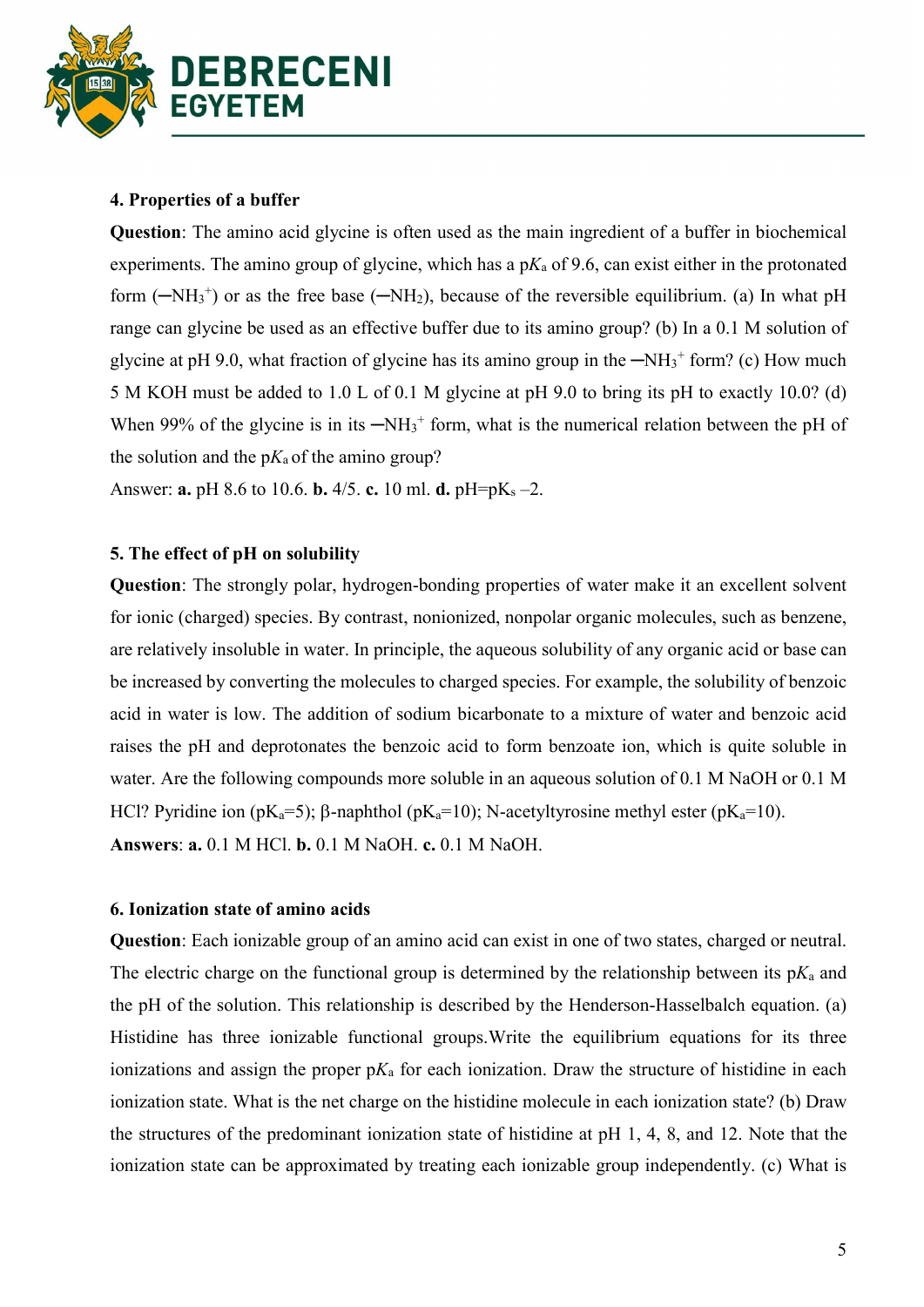**4. Properties of a buffer**

**Question**: The amino acid glycine is often used as the main ingredient of a buffer in biochemical experiments. The amino group of glycine, which has a p$K_a$ of 9.6, can exist either in the protonated form (─$NH_3^+$) or as the free base (─$NH_2$), because of the reversible equilibrium. (a) In what pH range can glycine be used as an effective buffer due to its amino group? (b) In a 0.1 M solution of glycine at pH 9.0, what fraction of glycine has its amino group in the ─$NH_3^+$ form? (c) How much 5 M KOH must be added to 1.0 L of 0.1 M glycine at pH 9.0 to bring its pH to exactly 10.0? (d) When 99% of the glycine is in its ─$NH_3^+$ form, what is the numerical relation between the pH of the solution and the p$K_a$ of the amino group?

Answer: **a.** pH 8.6 to 10.6. **b.** 4/5. **c.** 10 ml. **d.** pH=p$K_s$ –2.

**5. The effect of pH on solubility**

**Question**: The strongly polar, hydrogen-bonding properties of water make it an excellent solvent for ionic (charged) species. By contrast, nonionized, nonpolar organic molecules, such as benzene, are relatively insoluble in water. In principle, the aqueous solubility of any organic acid or base can be increased by converting the molecules to charged species. For example, the solubility of benzoic acid in water is low. The addition of sodium bicarbonate to a mixture of water and benzoic acid raises the pH and deprotonates the benzoic acid to form benzoate ion, which is quite soluble in water. Are the following compounds more soluble in an aqueous solution of 0.1 M NaOH or 0.1 M HCl? Pyridine ion (p$K_a$=5); β-naphthol (p$K_a$=10); N-acetyltyrosine methyl ester (p$K_a$=10).

**Answers**: **a.** 0.1 M HCl. **b.** 0.1 M NaOH. **c.** 0.1 M NaOH.

**6. Ionization state of amino acids**

**Question**: Each ionizable group of an amino acid can exist in one of two states, charged or neutral. The electric charge on the functional group is determined by the relationship between its p$K_a$ and the pH of the solution. This relationship is described by the Henderson-Hasselbalch equation. (a) Histidine has three ionizable functional groups.Write the equilibrium equations for its three ionizations and assign the proper p$K_a$ for each ionization. Draw the structure of histidine in each ionization state. What is the net charge on the histidine molecule in each ionization state? (b) Draw the structures of the predominant ionization state of histidine at pH 1, 4, 8, and 12. Note that the ionization state can be approximated by treating each ionizable group independently. (c) What is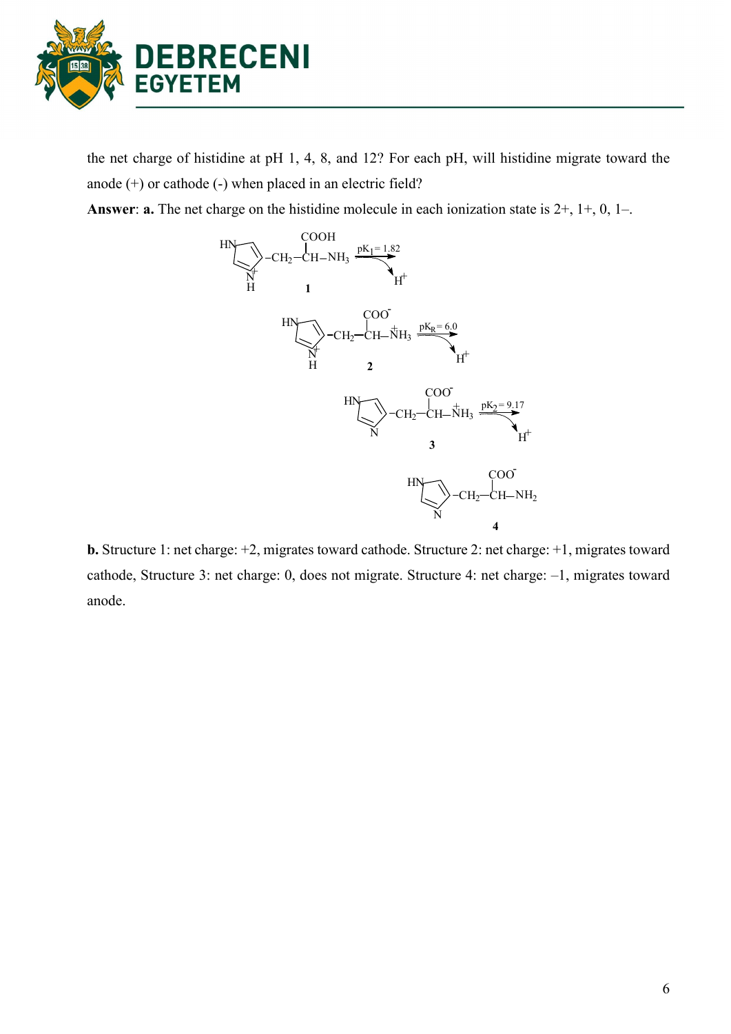the net charge of histidine at pH 1, 4, 8, and 12? For each pH, will histidine migrate toward the anode (+) or cathode (-) when placed in an electric field?

**Answer**: **a.** The net charge on the histidine molecule in each ionization state is 2+, 1+, 0, 1–.

**1** $\xrightarrow{pK_1 = 1.82}$ $H^+$

**2** $\xrightarrow{pK_R = 6.0}$ $H^+$

**3** $\xrightarrow{pK_2 = 9.17}$ $H^+$

**4**

**b.** Structure 1: net charge: +2, migrates toward cathode. Structure 2: net charge: +1, migrates toward cathode, Structure 3: net charge: 0, does not migrate. Structure 4: net charge: –1, migrates toward anode.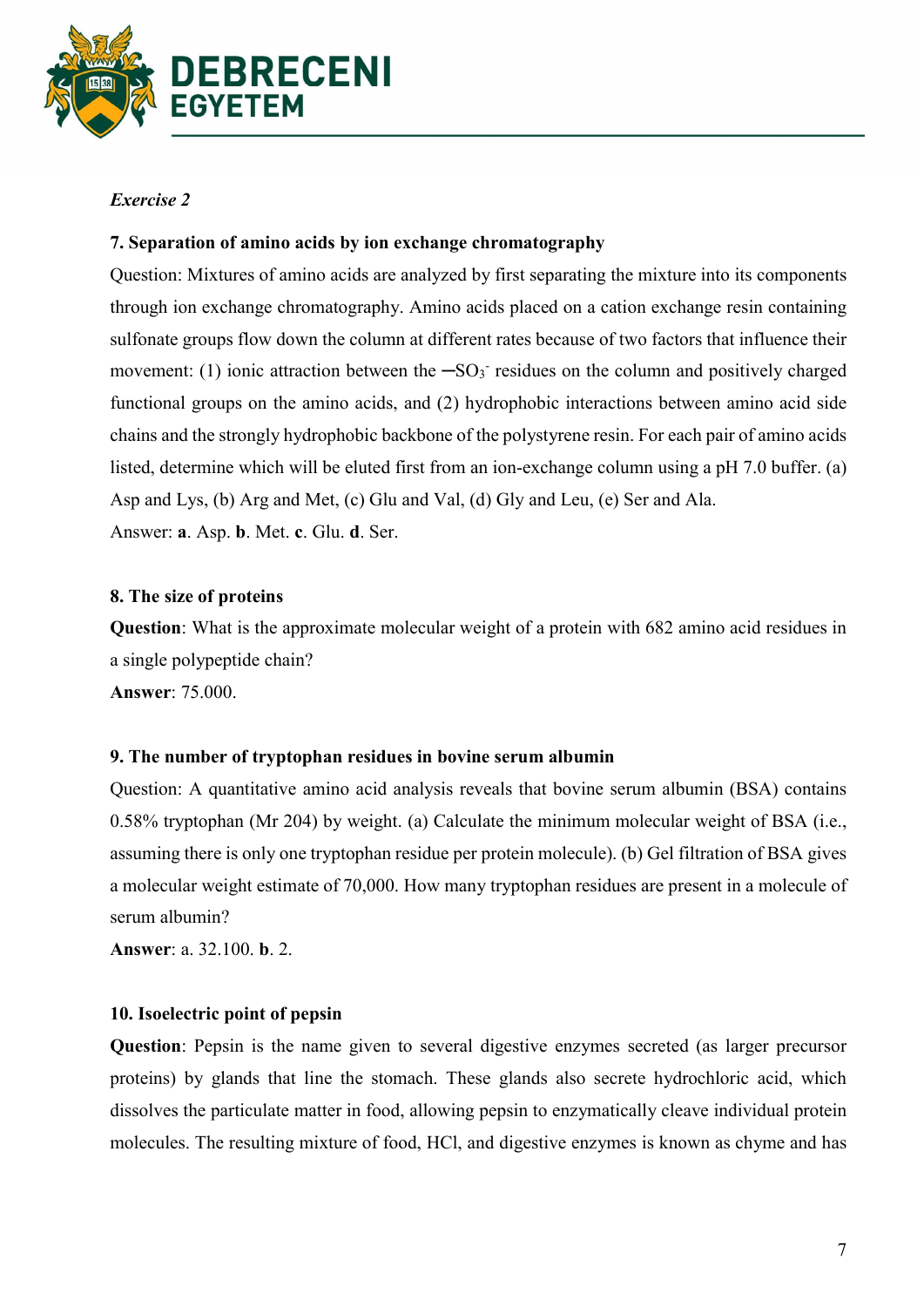*Exercise 2*

**7. Separation of amino acids by ion exchange chromatography**

Question: Mixtures of amino acids are analyzed by first separating the mixture into its components through ion exchange chromatography. Amino acids placed on a cation exchange resin containing sulfonate groups flow down the column at different rates because of two factors that influence their movement: (1) ionic attraction between the $-SO_3^-$ residues on the column and positively charged functional groups on the amino acids, and (2) hydrophobic interactions between amino acid side chains and the strongly hydrophobic backbone of the polystyrene resin. For each pair of amino acids listed, determine which will be eluted first from an ion-exchange column using a pH 7.0 buffer. (a) Asp and Lys, (b) Arg and Met, (c) Glu and Val, (d) Gly and Leu, (e) Ser and Ala.

Answer: **a**. Asp. **b**. Met. **c**. Glu. **d**. Ser.

**8. The size of proteins**

**Question**: What is the approximate molecular weight of a protein with 682 amino acid residues in a single polypeptide chain?

**Answer**: 75.000.

**9. The number of tryptophan residues in bovine serum albumin**

Question: A quantitative amino acid analysis reveals that bovine serum albumin (BSA) contains 0.58% tryptophan (Mr 204) by weight. (a) Calculate the minimum molecular weight of BSA (i.e., assuming there is only one tryptophan residue per protein molecule). (b) Gel filtration of BSA gives a molecular weight estimate of 70,000. How many tryptophan residues are present in a molecule of serum albumin?

**Answer**: a. 32.100. **b**. 2.

**10. Isoelectric point of pepsin**

**Question**: Pepsin is the name given to several digestive enzymes secreted (as larger precursor proteins) by glands that line the stomach. These glands also secrete hydrochloric acid, which dissolves the particulate matter in food, allowing pepsin to enzymatically cleave individual protein molecules. The resulting mixture of food, HCl, and digestive enzymes is known as chyme and has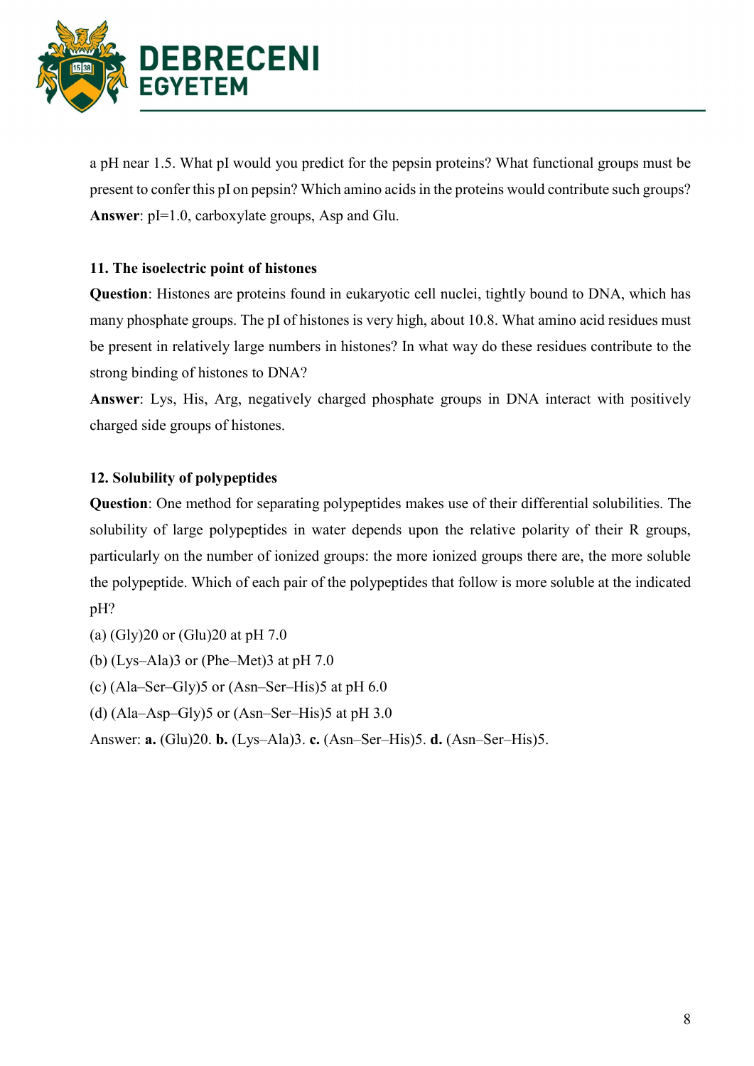a pH near 1.5. What pI would you predict for the pepsin proteins? What functional groups must be present to confer this pI on pepsin? Which amino acids in the proteins would contribute such groups?
**Answer**: pI=1.0, carboxylate groups, Asp and Glu.

### 11. The isoelectric point of histones

**Question**: Histones are proteins found in eukaryotic cell nuclei, tightly bound to DNA, which has many phosphate groups. The pI of histones is very high, about 10.8. What amino acid residues must be present in relatively large numbers in histones? In what way do these residues contribute to the strong binding of histones to DNA?

**Answer**: Lys, His, Arg, negatively charged phosphate groups in DNA interact with positively charged side groups of histones.

### 12. Solubility of polypeptides

**Question**: One method for separating polypeptides makes use of their differential solubilities. The solubility of large polypeptides in water depends upon the relative polarity of their R groups, particularly on the number of ionized groups: the more ionized groups there are, the more soluble the polypeptide. Which of each pair of the polypeptides that follow is more soluble at the indicated pH?

(a) (Gly)20 or (Glu)20 at pH 7.0
(b) (Lys–Ala)3 or (Phe–Met)3 at pH 7.0
(c) (Ala–Ser–Gly)5 or (Asn–Ser–His)5 at pH 6.0
(d) (Ala–Asp–Gly)5 or (Asn–Ser–His)5 at pH 3.0

Answer: **a.** (Glu)20. **b.** (Lys–Ala)3. **c.** (Asn–Ser–His)5. **d.** (Asn–Ser–His)5.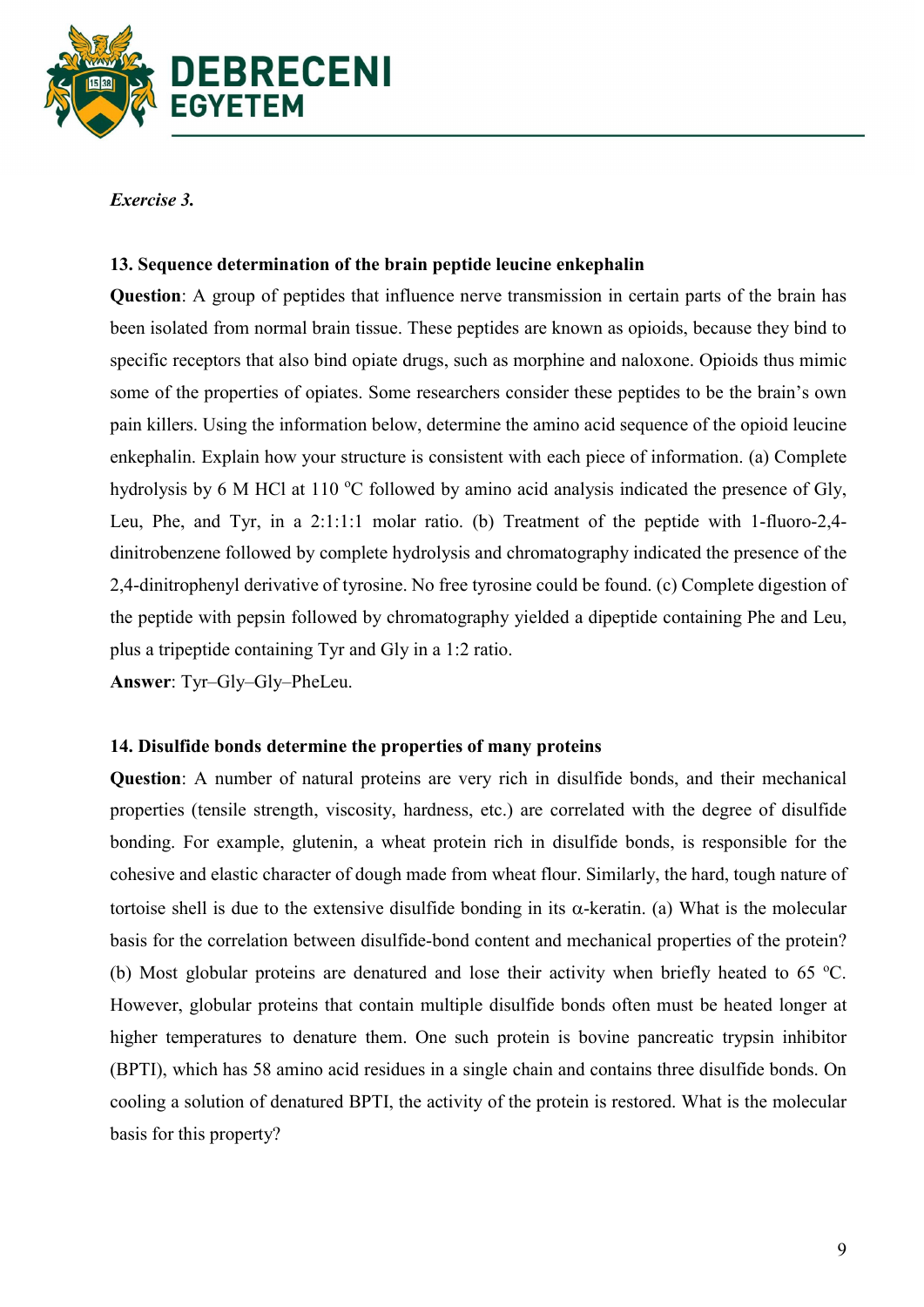*Exercise 3.*

**13. Sequence determination of the brain peptide leucine enkephalin**

**Question**: A group of peptides that influence nerve transmission in certain parts of the brain has been isolated from normal brain tissue. These peptides are known as opioids, because they bind to specific receptors that also bind opiate drugs, such as morphine and naloxone. Opioids thus mimic some of the properties of opiates. Some researchers consider these peptides to be the brain's own pain killers. Using the information below, determine the amino acid sequence of the opioid leucine enkephalin. Explain how your structure is consistent with each piece of information. (a) Complete hydrolysis by 6 M HCl at 110 $^{o}$C followed by amino acid analysis indicated the presence of Gly, Leu, Phe, and Tyr, in a 2:1:1:1 molar ratio. (b) Treatment of the peptide with 1-fluoro-2,4-dinitrobenzene followed by complete hydrolysis and chromatography indicated the presence of the 2,4-dinitrophenyl derivative of tyrosine. No free tyrosine could be found. (c) Complete digestion of the peptide with pepsin followed by chromatography yielded a dipeptide containing Phe and Leu, plus a tripeptide containing Tyr and Gly in a 1:2 ratio.

**Answer**: Tyr–Gly–Gly–PheLeu.

**14. Disulfide bonds determine the properties of many proteins**

**Question**: A number of natural proteins are very rich in disulfide bonds, and their mechanical properties (tensile strength, viscosity, hardness, etc.) are correlated with the degree of disulfide bonding. For example, glutenin, a wheat protein rich in disulfide bonds, is responsible for the cohesive and elastic character of dough made from wheat flour. Similarly, the hard, tough nature of tortoise shell is due to the extensive disulfide bonding in its $\alpha$-keratin. (a) What is the molecular basis for the correlation between disulfide-bond content and mechanical properties of the protein? (b) Most globular proteins are denatured and lose their activity when briefly heated to 65 $^{o}$C. However, globular proteins that contain multiple disulfide bonds often must be heated longer at higher temperatures to denature them. One such protein is bovine pancreatic trypsin inhibitor (BPTI), which has 58 amino acid residues in a single chain and contains three disulfide bonds. On cooling a solution of denatured BPTI, the activity of the protein is restored. What is the molecular basis for this property?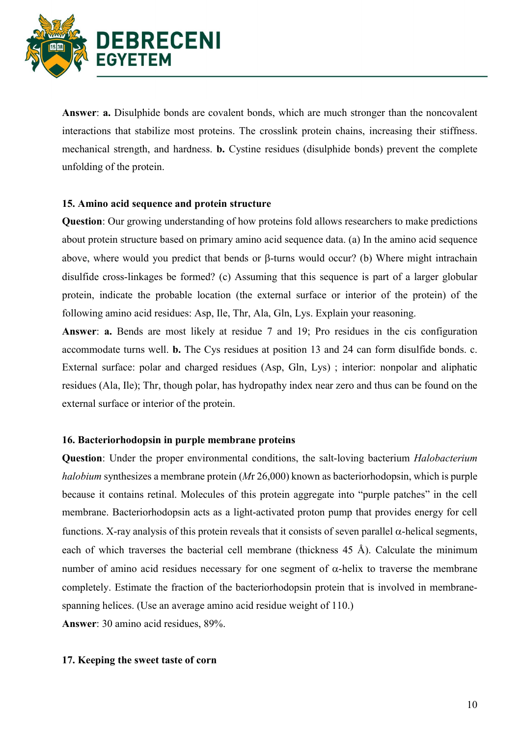**Answer**: **a.** Disulphide bonds are covalent bonds, which are much stronger than the noncovalent interactions that stabilize most proteins. The crosslink protein chains, increasing their stiffness. mechanical strength, and hardness. **b.** Cystine residues (disulphide bonds) prevent the complete unfolding of the protein.

**15. Amino acid sequence and protein structure**

**Question**: Our growing understanding of how proteins fold allows researchers to make predictions about protein structure based on primary amino acid sequence data. (a) In the amino acid sequence above, where would you predict that bends or β-turns would occur? (b) Where might intrachain disulfide cross-linkages be formed? (c) Assuming that this sequence is part of a larger globular protein, indicate the probable location (the external surface or interior of the protein) of the following amino acid residues: Asp, Ile, Thr, Ala, Gln, Lys. Explain your reasoning.

**Answer**: **a.** Bends are most likely at residue 7 and 19; Pro residues in the cis configuration accommodate turns well. **b.** The Cys residues at position 13 and 24 can form disulfide bonds. c. External surface: polar and charged residues (Asp, Gln, Lys) ; interior: nonpolar and aliphatic residues (Ala, Ile); Thr, though polar, has hydropathy index near zero and thus can be found on the external surface or interior of the protein.

**16. Bacteriorhodopsin in purple membrane proteins**

**Question**: Under the proper environmental conditions, the salt-loving bacterium *Halobacterium halobium* synthesizes a membrane protein (*M*r 26,000) known as bacteriorhodopsin, which is purple because it contains retinal. Molecules of this protein aggregate into "purple patches" in the cell membrane. Bacteriorhodopsin acts as a light-activated proton pump that provides energy for cell functions. X-ray analysis of this protein reveals that it consists of seven parallel α-helical segments, each of which traverses the bacterial cell membrane (thickness 45 Å). Calculate the minimum number of amino acid residues necessary for one segment of α-helix to traverse the membrane completely. Estimate the fraction of the bacteriorhodopsin protein that is involved in membrane-spanning helices. (Use an average amino acid residue weight of 110.)

**Answer**: 30 amino acid residues, 89%.

**17. Keeping the sweet taste of corn**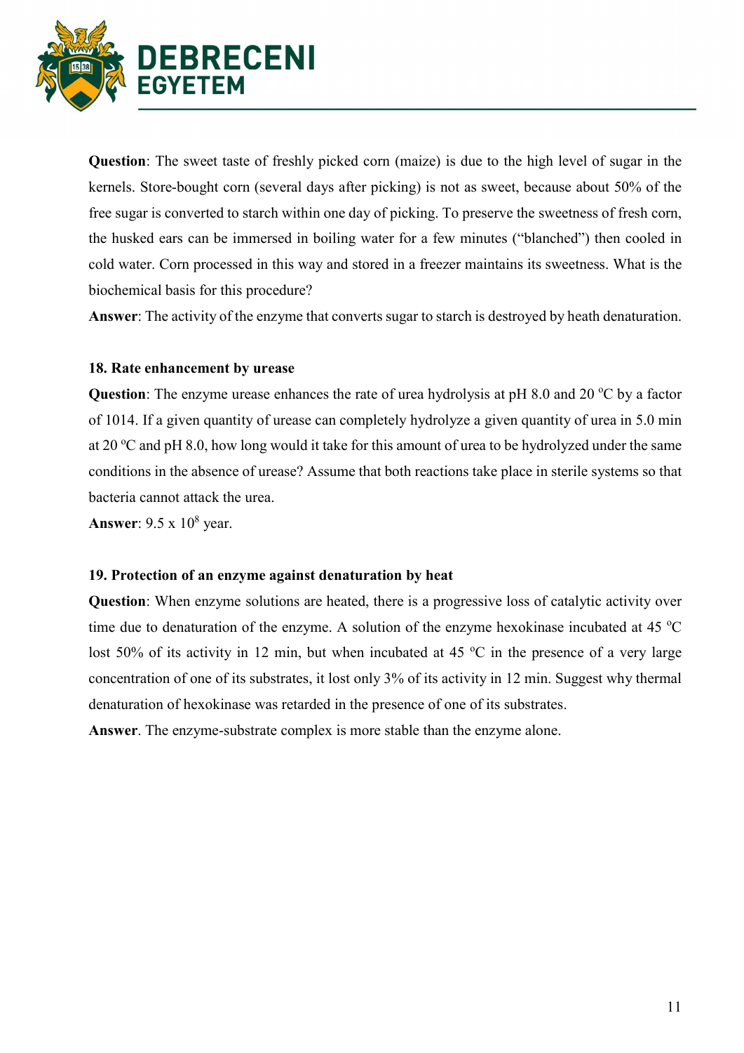**Question**: The sweet taste of freshly picked corn (maize) is due to the high level of sugar in the kernels. Store-bought corn (several days after picking) is not as sweet, because about 50% of the free sugar is converted to starch within one day of picking. To preserve the sweetness of fresh corn, the husked ears can be immersed in boiling water for a few minutes ("blanched") then cooled in cold water. Corn processed in this way and stored in a freezer maintains its sweetness. What is the biochemical basis for this procedure?

**Answer**: The activity of the enzyme that converts sugar to starch is destroyed by heath denaturation.

### 18. Rate enhancement by urease

**Question**: The enzyme urease enhances the rate of urea hydrolysis at pH 8.0 and 20 °C by a factor of 1014. If a given quantity of urease can completely hydrolyze a given quantity of urea in 5.0 min at 20 °C and pH 8.0, how long would it take for this amount of urea to be hydrolyzed under the same conditions in the absence of urease? Assume that both reactions take place in sterile systems so that bacteria cannot attack the urea.

**Answer**: $9.5 \times 10^8$ year.

### 19. Protection of an enzyme against denaturation by heat

**Question**: When enzyme solutions are heated, there is a progressive loss of catalytic activity over time due to denaturation of the enzyme. A solution of the enzyme hexokinase incubated at 45 °C lost 50% of its activity in 12 min, but when incubated at 45 °C in the presence of a very large concentration of one of its substrates, it lost only 3% of its activity in 12 min. Suggest why thermal denaturation of hexokinase was retarded in the presence of one of its substrates.

**Answer**. The enzyme-substrate complex is more stable than the enzyme alone.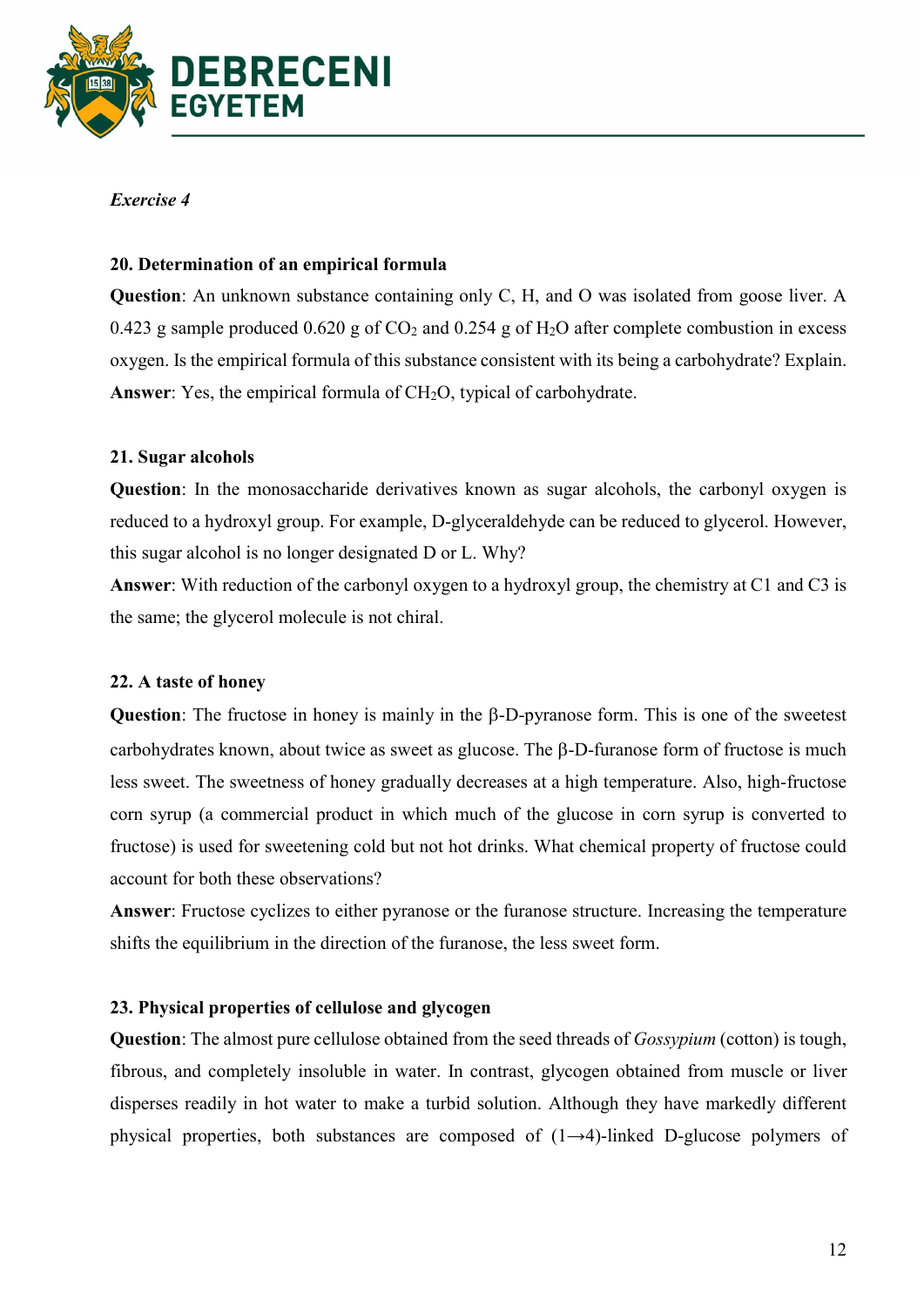*Exercise 4*

**20. Determination of an empirical formula**

**Question**: An unknown substance containing only C, H, and O was isolated from goose liver. A 0.423 g sample produced 0.620 g of $CO_2$ and 0.254 g of $H_2O$ after complete combustion in excess oxygen. Is the empirical formula of this substance consistent with its being a carbohydrate? Explain.

**Answer**: Yes, the empirical formula of $CH_2O$, typical of carbohydrate.

**21. Sugar alcohols**

**Question**: In the monosaccharide derivatives known as sugar alcohols, the carbonyl oxygen is reduced to a hydroxyl group. For example, D-glyceraldehyde can be reduced to glycerol. However, this sugar alcohol is no longer designated D or L. Why?

**Answer**: With reduction of the carbonyl oxygen to a hydroxyl group, the chemistry at C1 and C3 is the same; the glycerol molecule is not chiral.

**22. A taste of honey**

**Question**: The fructose in honey is mainly in the β-D-pyranose form. This is one of the sweetest carbohydrates known, about twice as sweet as glucose. The β-D-furanose form of fructose is much less sweet. The sweetness of honey gradually decreases at a high temperature. Also, high-fructose corn syrup (a commercial product in which much of the glucose in corn syrup is converted to fructose) is used for sweetening cold but not hot drinks. What chemical property of fructose could account for both these observations?

**Answer**: Fructose cyclizes to either pyranose or the furanose structure. Increasing the temperature shifts the equilibrium in the direction of the furanose, the less sweet form.

**23. Physical properties of cellulose and glycogen**

**Question**: The almost pure cellulose obtained from the seed threads of *Gossypium* (cotton) is tough, fibrous, and completely insoluble in water. In contrast, glycogen obtained from muscle or liver disperses readily in hot water to make a turbid solution. Although they have markedly different physical properties, both substances are composed of (1→4)-linked D-glucose polymers of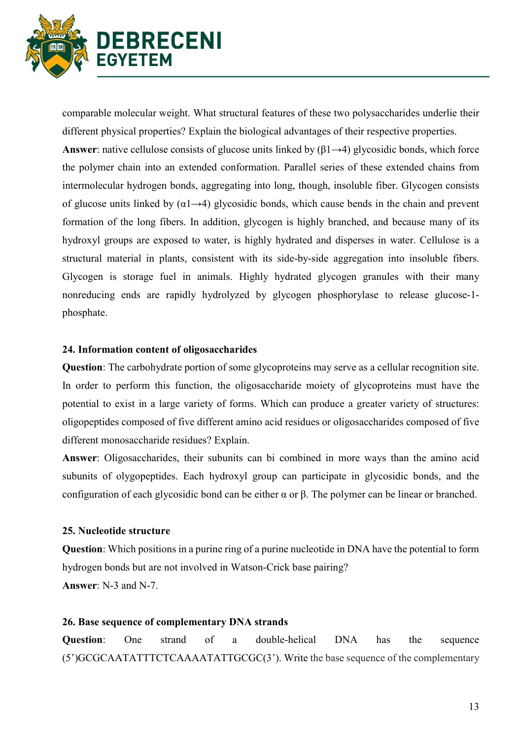comparable molecular weight. What structural features of these two polysaccharides underlie their different physical properties? Explain the biological advantages of their respective properties.

**Answer**: native cellulose consists of glucose units linked by (β1→4) glycosidic bonds, which force the polymer chain into an extended conformation. Parallel series of these extended chains from intermolecular hydrogen bonds, aggregating into long, though, insoluble fiber. Glycogen consists of glucose units linked by (α1→4) glycosidic bonds, which cause bends in the chain and prevent formation of the long fibers. In addition, glycogen is highly branched, and because many of its hydroxyl groups are exposed to water, is highly hydrated and disperses in water. Cellulose is a structural material in plants, consistent with its side-by-side aggregation into insoluble fibers. Glycogen is storage fuel in animals. Highly hydrated glycogen granules with their many nonreducing ends are rapidly hydrolyzed by glycogen phosphorylase to release glucose-1-phosphate.

**24. Information content of oligosaccharides**

**Question**: The carbohydrate portion of some glycoproteins may serve as a cellular recognition site. In order to perform this function, the oligosaccharide moiety of glycoproteins must have the potential to exist in a large variety of forms. Which can produce a greater variety of structures: oligopeptides composed of five different amino acid residues or oligosaccharides composed of five different monosaccharide residues? Explain.

**Answer**: Oligosaccharides, their subunits can bi combined in more ways than the amino acid subunits of olygopeptides. Each hydroxyl group can participate in glycosidic bonds, and the configuration of each glycosidic bond can be either α or β. The polymer can be linear or branched.

**25. Nucleotide structure**

**Question**: Which positions in a purine ring of a purine nucleotide in DNA have the potential to form hydrogen bonds but are not involved in Watson-Crick base pairing?

**Answer**: N-3 and N-7.

**26. Base sequence of complementary DNA strands**

**Question**: One strand of a double-helical DNA has the sequence (5')GCGCAATATTTCTCAAAATATTGCGC(3'). Write the base sequence of the complementary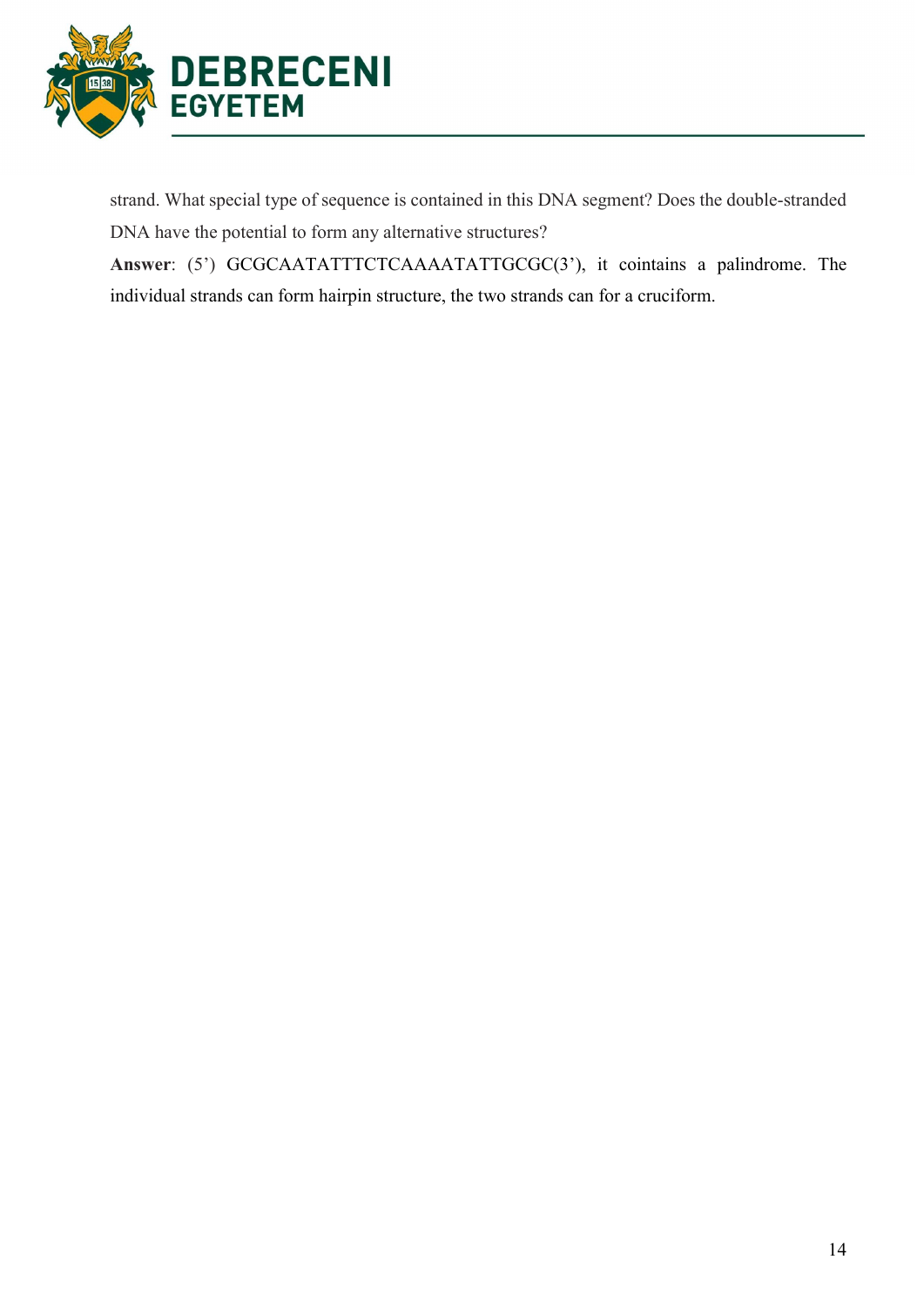strand. What special type of sequence is contained in this DNA segment? Does the double-stranded DNA have the potential to form any alternative structures?

**Answer**: (5') GCGCAATATTTCTCAAAATATTGCGC(3'), it cointains a palindrome. The individual strands can form hairpin structure, the two strands can for a cruciform.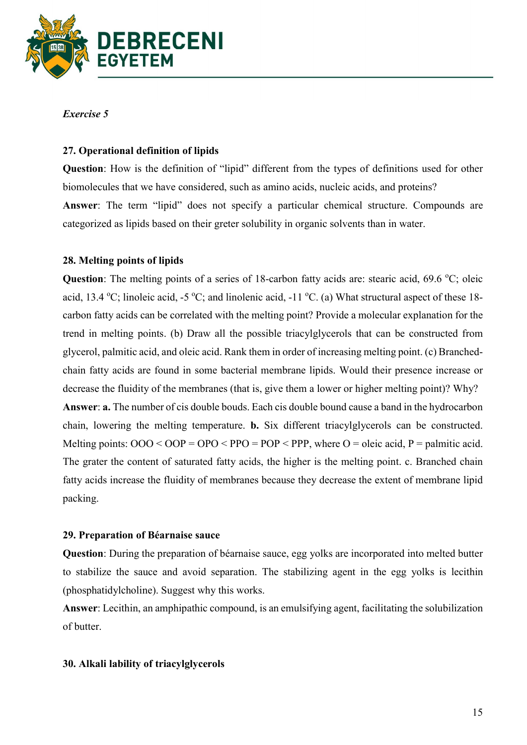*Exercise 5*

**27. Operational definition of lipids**

**Question**: How is the definition of “lipid” different from the types of definitions used for other biomolecules that we have considered, such as amino acids, nucleic acids, and proteins?

**Answer**: The term “lipid” does not specify a particular chemical structure. Compounds are categorized as lipids based on their greter solubility in organic solvents than in water.

**28. Melting points of lipids**

**Question**: The melting points of a series of 18-carbon fatty acids are: stearic acid, 69.6 $^{o}$C; oleic acid, 13.4 $^{o}$C; linoleic acid, -5 $^{o}$C; and linolenic acid, -11 $^{o}$C. (a) What structural aspect of these 18-carbon fatty acids can be correlated with the melting point? Provide a molecular explanation for the trend in melting points. (b) Draw all the possible triacylglycerols that can be constructed from glycerol, palmitic acid, and oleic acid. Rank them in order of increasing melting point. (c) Branched-chain fatty acids are found in some bacterial membrane lipids. Would their presence increase or decrease the fluidity of the membranes (that is, give them a lower or higher melting point)? Why?

**Answer**: **a.** The number of cis double bouds. Each cis double bound cause a band in the hydrocarbon chain, lowering the melting temperature. **b.** Six different triacylglycerols can be constructed. Melting points: OOO < OOP = OPO < PPO = POP < PPP, where O = oleic acid, P = palmitic acid. The grater the content of saturated fatty acids, the higher is the melting point. c. Branched chain fatty acids increase the fluidity of membranes because they decrease the extent of membrane lipid packing.

**29. Preparation of Béarnaise sauce**

**Question**: During the preparation of béarnaise sauce, egg yolks are incorporated into melted butter to stabilize the sauce and avoid separation. The stabilizing agent in the egg yolks is lecithin (phosphatidylcholine). Suggest why this works.

**Answer**: Lecithin, an amphipathic compound, is an emulsifying agent, facilitating the solubilization of butter.

**30. Alkali lability of triacylglycerols**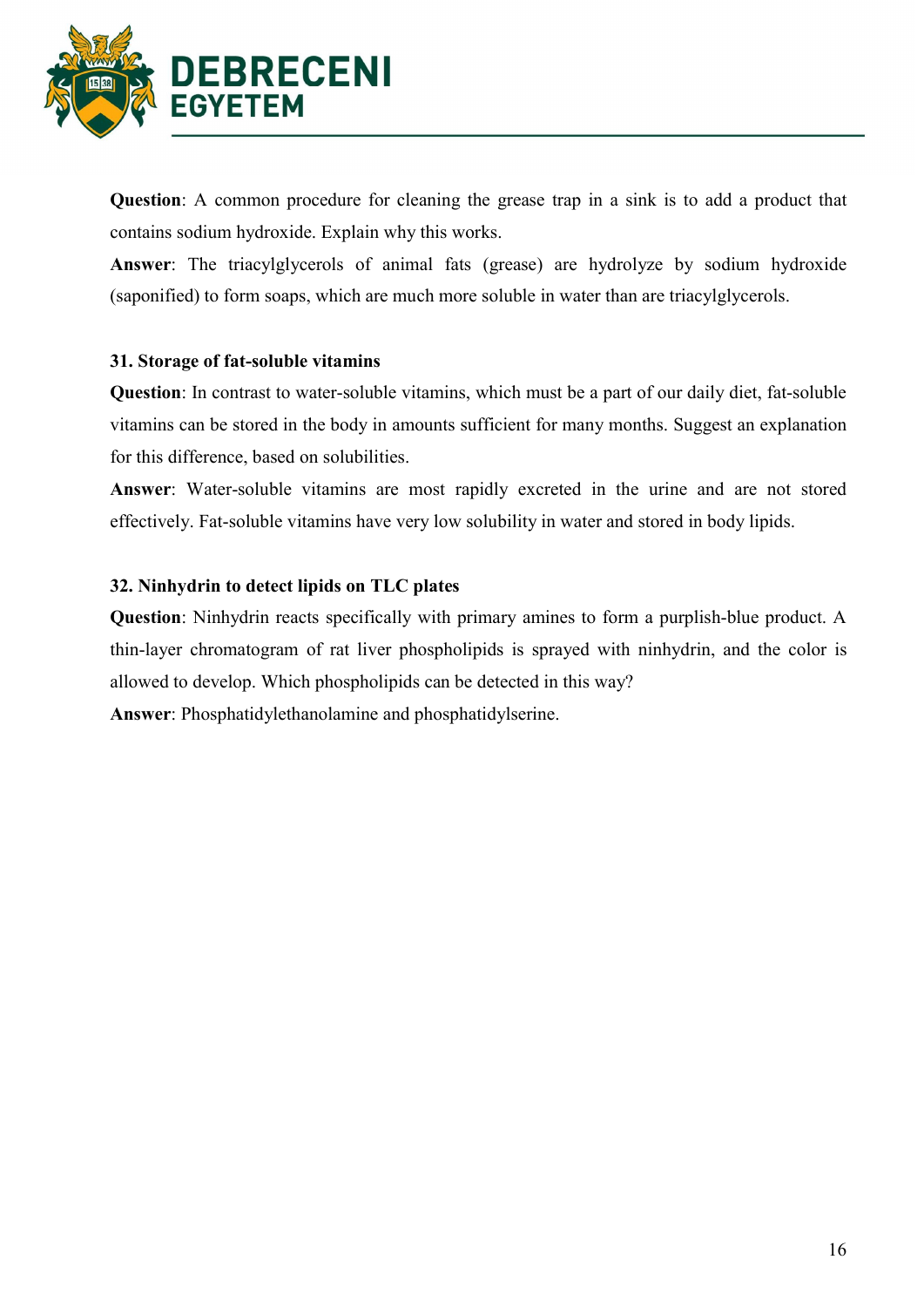**Question**: A common procedure for cleaning the grease trap in a sink is to add a product that contains sodium hydroxide. Explain why this works.

**Answer**: The triacylglycerols of animal fats (grease) are hydrolyze by sodium hydroxide (saponified) to form soaps, which are much more soluble in water than are triacylglycerols.

**31. Storage of fat-soluble vitamins**

**Question**: In contrast to water-soluble vitamins, which must be a part of our daily diet, fat-soluble vitamins can be stored in the body in amounts sufficient for many months. Suggest an explanation for this difference, based on solubilities.

**Answer**: Water-soluble vitamins are most rapidly excreted in the urine and are not stored effectively. Fat-soluble vitamins have very low solubility in water and stored in body lipids.

**32. Ninhydrin to detect lipids on TLC plates**

**Question**: Ninhydrin reacts specifically with primary amines to form a purplish-blue product. A thin-layer chromatogram of rat liver phospholipids is sprayed with ninhydrin, and the color is allowed to develop. Which phospholipids can be detected in this way?

**Answer**: Phosphatidylethanolamine and phosphatidylserine.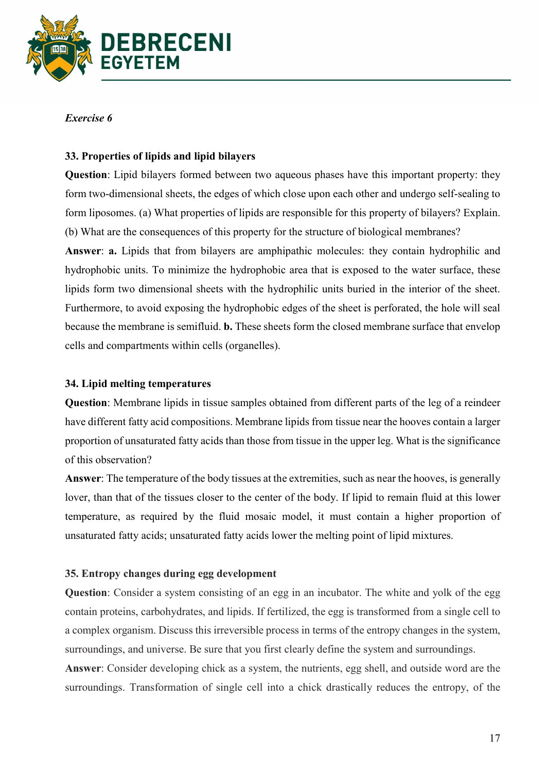*Exercise 6*

**33. Properties of lipids and lipid bilayers**

**Question**: Lipid bilayers formed between two aqueous phases have this important property: they form two-dimensional sheets, the edges of which close upon each other and undergo self-sealing to form liposomes. (a) What properties of lipids are responsible for this property of bilayers? Explain. (b) What are the consequences of this property for the structure of biological membranes?

**Answer**: **a.** Lipids that from bilayers are amphipathic molecules: they contain hydrophilic and hydrophobic units. To minimize the hydrophobic area that is exposed to the water surface, these lipids form two dimensional sheets with the hydrophilic units buried in the interior of the sheet. Furthermore, to avoid exposing the hydrophobic edges of the sheet is perforated, the hole will seal because the membrane is semifluid. **b.** These sheets form the closed membrane surface that envelop cells and compartments within cells (organelles).

**34. Lipid melting temperatures**

**Question**: Membrane lipids in tissue samples obtained from different parts of the leg of a reindeer have different fatty acid compositions. Membrane lipids from tissue near the hooves contain a larger proportion of unsaturated fatty acids than those from tissue in the upper leg. What is the significance of this observation?

**Answer**: The temperature of the body tissues at the extremities, such as near the hooves, is generally lover, than that of the tissues closer to the center of the body. If lipid to remain fluid at this lower temperature, as required by the fluid mosaic model, it must contain a higher proportion of unsaturated fatty acids; unsaturated fatty acids lower the melting point of lipid mixtures.

**35. Entropy changes during egg development**

**Question**: Consider a system consisting of an egg in an incubator. The white and yolk of the egg contain proteins, carbohydrates, and lipids. If fertilized, the egg is transformed from a single cell to a complex organism. Discuss this irreversible process in terms of the entropy changes in the system, surroundings, and universe. Be sure that you first clearly define the system and surroundings.

**Answer**: Consider developing chick as a system, the nutrients, egg shell, and outside word are the surroundings. Transformation of single cell into a chick drastically reduces the entropy, of the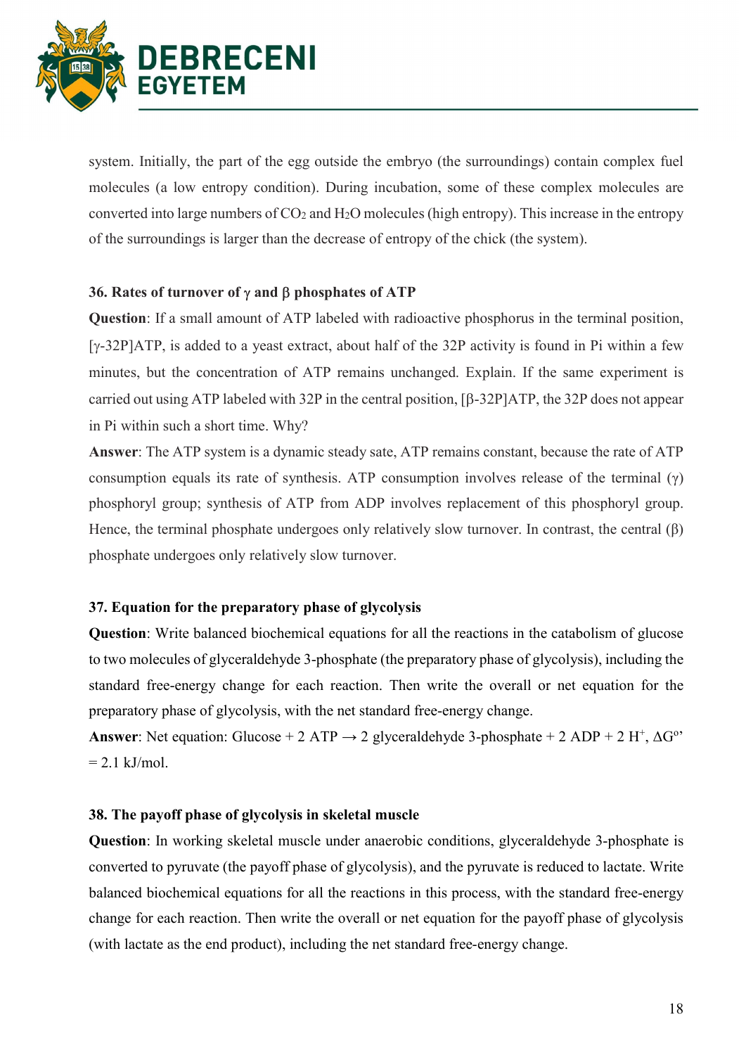system. Initially, the part of the egg outside the embryo (the surroundings) contain complex fuel molecules (a low entropy condition). During incubation, some of these complex molecules are converted into large numbers of $CO_2$ and $H_2O$ molecules (high entropy). This increase in the entropy of the surroundings is larger than the decrease of entropy of the chick (the system).

**36. Rates of turnover of γ and β phosphates of ATP**

**Question**: If a small amount of ATP labeled with radioactive phosphorus in the terminal position, [γ-32P]ATP, is added to a yeast extract, about half of the 32P activity is found in Pi within a few minutes, but the concentration of ATP remains unchanged. Explain. If the same experiment is carried out using ATP labeled with 32P in the central position, [β-32P]ATP, the 32P does not appear in Pi within such a short time. Why?

**Answer**: The ATP system is a dynamic steady sate, ATP remains constant, because the rate of ATP consumption equals its rate of synthesis. ATP consumption involves release of the terminal (γ) phosphoryl group; synthesis of ATP from ADP involves replacement of this phosphoryl group. Hence, the terminal phosphate undergoes only relatively slow turnover. In contrast, the central (β) phosphate undergoes only relatively slow turnover.

**37. Equation for the preparatory phase of glycolysis**

**Question**: Write balanced biochemical equations for all the reactions in the catabolism of glucose to two molecules of glyceraldehyde 3-phosphate (the preparatory phase of glycolysis), including the standard free-energy change for each reaction. Then write the overall or net equation for the preparatory phase of glycolysis, with the net standard free-energy change.

**Answer**: Net equation: Glucose + 2 ATP → 2 glyceraldehyde 3-phosphate + 2 ADP + 2 $H^+$, $\Delta G^{o\prime}$ = 2.1 kJ/mol.

**38. The payoff phase of glycolysis in skeletal muscle**

**Question**: In working skeletal muscle under anaerobic conditions, glyceraldehyde 3-phosphate is converted to pyruvate (the payoff phase of glycolysis), and the pyruvate is reduced to lactate. Write balanced biochemical equations for all the reactions in this process, with the standard free-energy change for each reaction. Then write the overall or net equation for the payoff phase of glycolysis (with lactate as the end product), including the net standard free-energy change.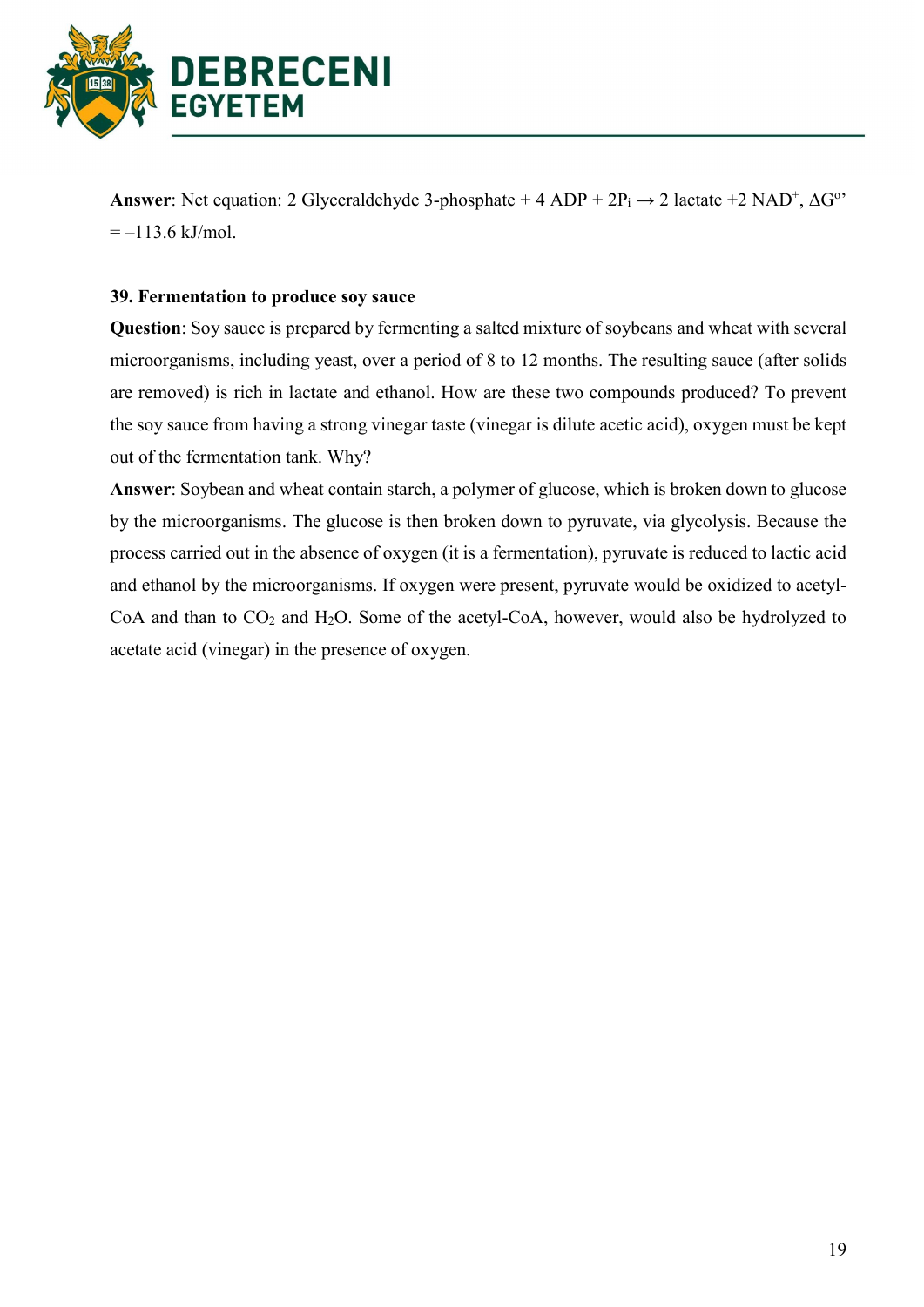**Answer**: Net equation: 2 Glyceraldehyde 3-phosphate + 4 ADP + 2$P_i$ → 2 lactate +2 $NAD^+$, $\Delta G^{o\prime}$ = –113.6 kJ/mol.

**39. Fermentation to produce soy sauce**

**Question**: Soy sauce is prepared by fermenting a salted mixture of soybeans and wheat with several microorganisms, including yeast, over a period of 8 to 12 months. The resulting sauce (after solids are removed) is rich in lactate and ethanol. How are these two compounds produced? To prevent the soy sauce from having a strong vinegar taste (vinegar is dilute acetic acid), oxygen must be kept out of the fermentation tank. Why?

**Answer**: Soybean and wheat contain starch, a polymer of glucose, which is broken down to glucose by the microorganisms. The glucose is then broken down to pyruvate, via glycolysis. Because the process carried out in the absence of oxygen (it is a fermentation), pyruvate is reduced to lactic acid and ethanol by the microorganisms. If oxygen were present, pyruvate would be oxidized to acetyl-CoA and than to $CO_2$ and $H_2O$. Some of the acetyl-CoA, however, would also be hydrolyzed to acetate acid (vinegar) in the presence of oxygen.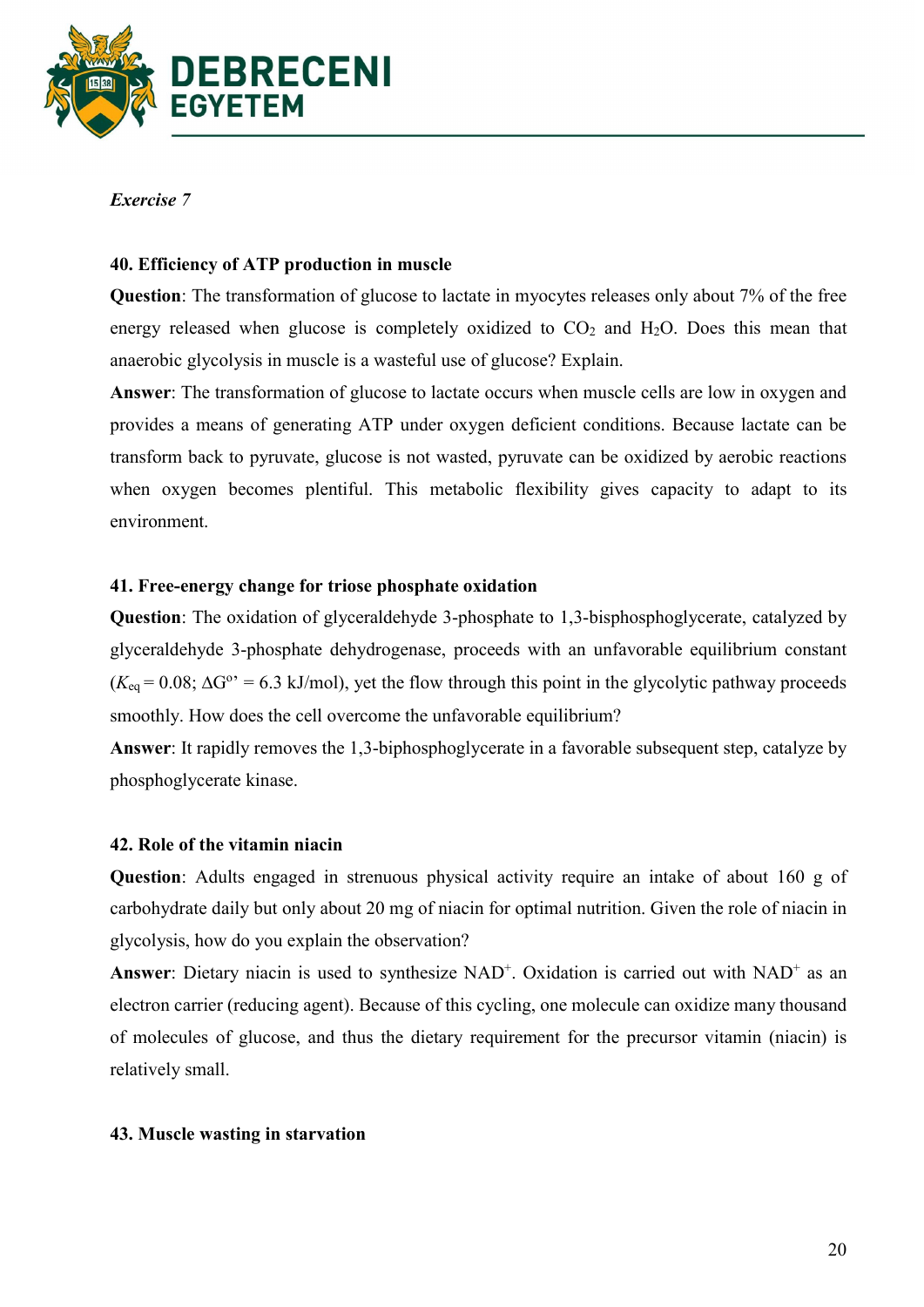*Exercise 7*

**40. Efficiency of ATP production in muscle**

**Question**: The transformation of glucose to lactate in myocytes releases only about 7% of the free energy released when glucose is completely oxidized to $CO_2$ and $H_2O$. Does this mean that anaerobic glycolysis in muscle is a wasteful use of glucose? Explain.

**Answer**: The transformation of glucose to lactate occurs when muscle cells are low in oxygen and provides a means of generating ATP under oxygen deficient conditions. Because lactate can be transform back to pyruvate, glucose is not wasted, pyruvate can be oxidized by aerobic reactions when oxygen becomes plentiful. This metabolic flexibility gives capacity to adapt to its environment.

**41. Free-energy change for triose phosphate oxidation**

**Question**: The oxidation of glyceraldehyde 3-phosphate to 1,3-bisphosphoglycerate, catalyzed by glyceraldehyde 3-phosphate dehydrogenase, proceeds with an unfavorable equilibrium constant ($K_{eq} = 0.08$; $\Delta G^{o\prime} = 6.3$ kJ/mol), yet the flow through this point in the glycolytic pathway proceeds smoothly. How does the cell overcome the unfavorable equilibrium?

**Answer**: It rapidly removes the 1,3-biphosphoglycerate in a favorable subsequent step, catalyze by phosphoglycerate kinase.

**42. Role of the vitamin niacin**

**Question**: Adults engaged in strenuous physical activity require an intake of about 160 g of carbohydrate daily but only about 20 mg of niacin for optimal nutrition. Given the role of niacin in glycolysis, how do you explain the observation?

**Answer**: Dietary niacin is used to synthesize $NAD^+$. Oxidation is carried out with $NAD^+$ as an electron carrier (reducing agent). Because of this cycling, one molecule can oxidize many thousand of molecules of glucose, and thus the dietary requirement for the precursor vitamin (niacin) is relatively small.

**43. Muscle wasting in starvation**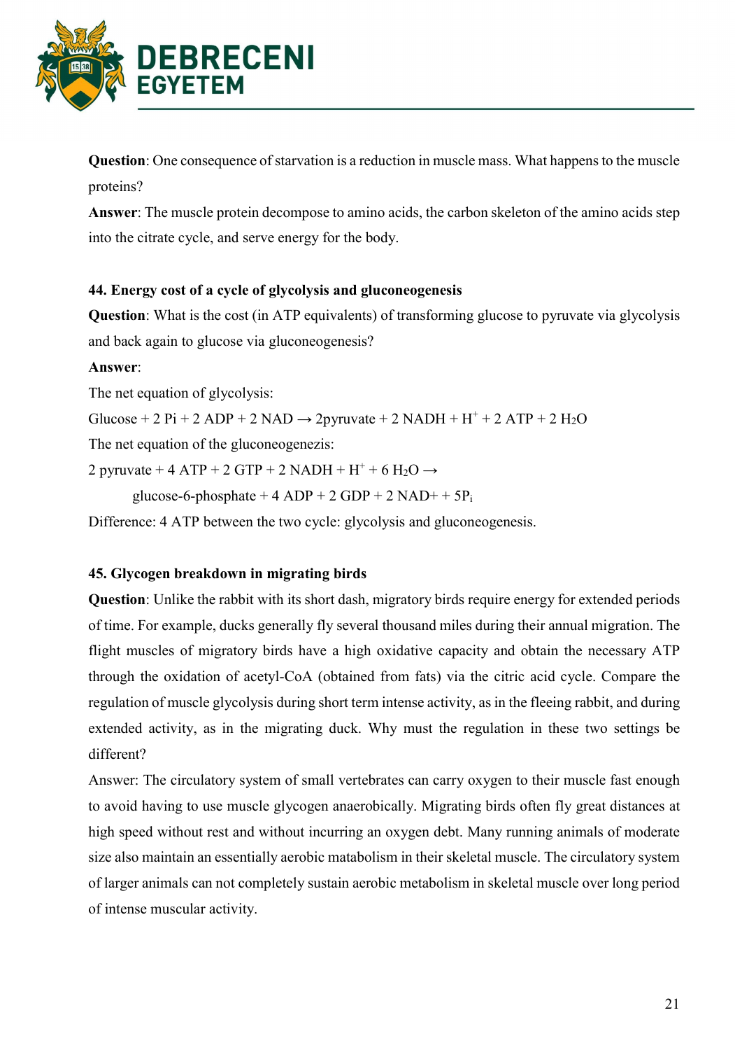**Question**: One consequence of starvation is a reduction in muscle mass. What happens to the muscle proteins?

**Answer**: The muscle protein decompose to amino acids, the carbon skeleton of the amino acids step into the citrate cycle, and serve energy for the body.

### 44. Energy cost of a cycle of glycolysis and gluconeogenesis

**Question**: What is the cost (in ATP equivalents) of transforming glucose to pyruvate via glycolysis and back again to glucose via gluconeogenesis?

**Answer**:

The net equation of glycolysis:

Glucose + 2 Pi + 2 ADP + 2 NAD → 2pyruvate + 2 NADH + $H^+$ + 2 ATP + 2 $H_2O$

The net equation of the gluconeogenezis:

2 pyruvate + 4 ATP + 2 GTP + 2 NADH + $H^+$ + 6 $H_2O$ →

glucose-6-phosphate + 4 ADP + 2 GDP + 2 NAD+ + 5$P_i$

Difference: 4 ATP between the two cycle: glycolysis and gluconeogenesis.

### 45. Glycogen breakdown in migrating birds

**Question**: Unlike the rabbit with its short dash, migratory birds require energy for extended periods of time. For example, ducks generally fly several thousand miles during their annual migration. The flight muscles of migratory birds have a high oxidative capacity and obtain the necessary ATP through the oxidation of acetyl-CoA (obtained from fats) via the citric acid cycle. Compare the regulation of muscle glycolysis during short term intense activity, as in the fleeing rabbit, and during extended activity, as in the migrating duck. Why must the regulation in these two settings be different?

Answer: The circulatory system of small vertebrates can carry oxygen to their muscle fast enough to avoid having to use muscle glycogen anaerobically. Migrating birds often fly great distances at high speed without rest and without incurring an oxygen debt. Many running animals of moderate size also maintain an essentially aerobic matabolism in their skeletal muscle. The circulatory system of larger animals can not completely sustain aerobic metabolism in skeletal muscle over long period of intense muscular activity.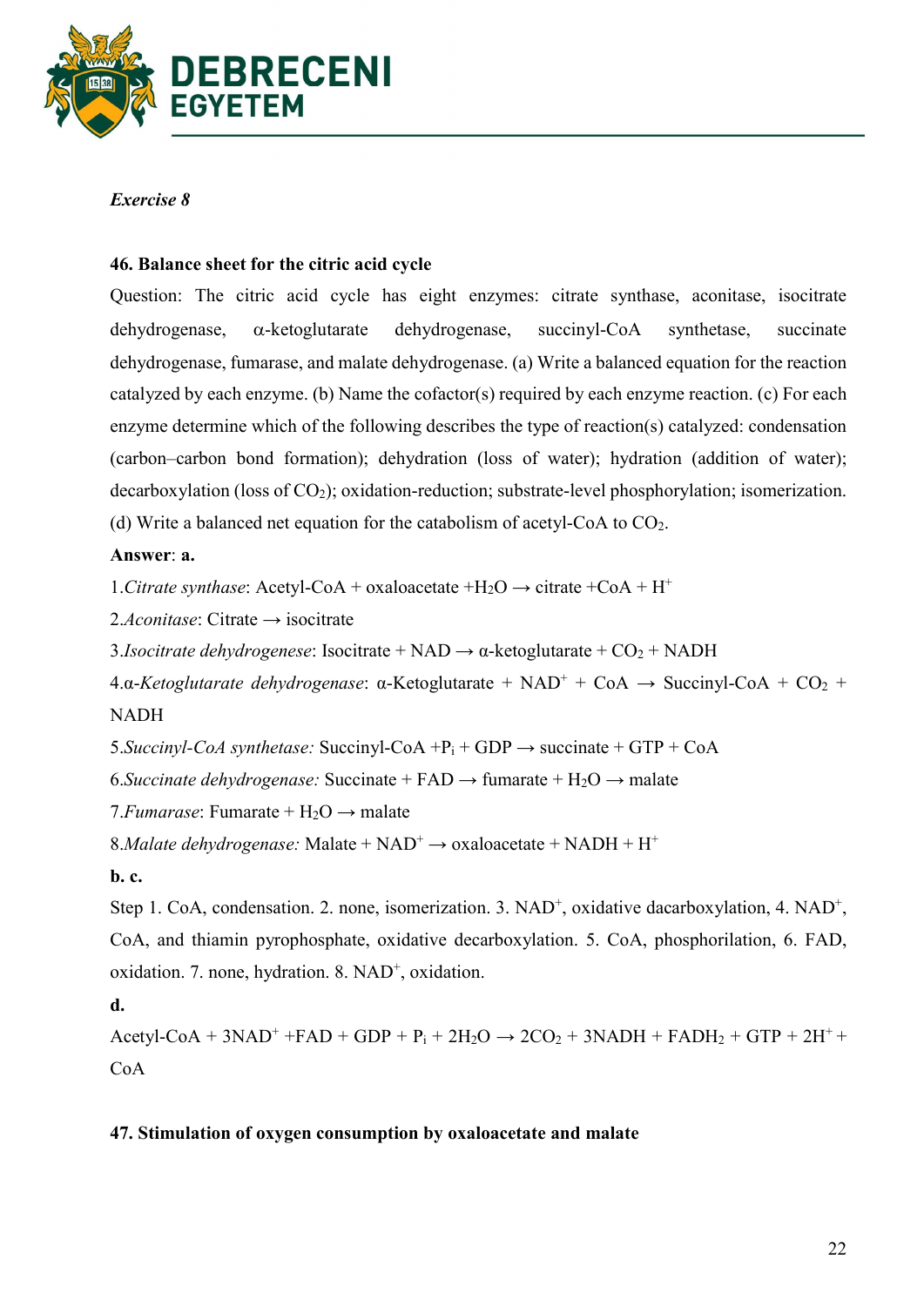*Exercise 8*

**46. Balance sheet for the citric acid cycle**

Question: The citric acid cycle has eight enzymes: citrate synthase, aconitase, isocitrate dehydrogenase, α-ketoglutarate dehydrogenase, succinyl-CoA synthetase, succinate dehydrogenase, fumarase, and malate dehydrogenase. (a) Write a balanced equation for the reaction catalyzed by each enzyme. (b) Name the cofactor(s) required by each enzyme reaction. (c) For each enzyme determine which of the following describes the type of reaction(s) catalyzed: condensation (carbon–carbon bond formation); dehydration (loss of water); hydration (addition of water); decarboxylation (loss of $CO_2$); oxidation-reduction; substrate-level phosphorylation; isomerization. (d) Write a balanced net equation for the catabolism of acetyl-CoA to $CO_2$.

**Answer**: **a.**

1.*Citrate synthase*: Acetyl-CoA + oxaloacetate +$H_2O$ → citrate +CoA + $H^+$

2.*Aconitase*: Citrate → isocitrate

3.*Isocitrate dehydrogenese*: Isocitrate + NAD → α-ketoglutarate + $CO_2$ + NADH

4.α-*Ketoglutarate dehydrogenase*: α-Ketoglutarate + $NAD^+$ + CoA → Succinyl-CoA + $CO_2$ + NADH

5.*Succinyl-CoA synthetase:* Succinyl-CoA +$P_i$ + GDP → succinate + GTP + CoA

6.*Succinate dehydrogenase:* Succinate + FAD → fumarate + $H_2O$ → malate

7.*Fumarase*: Fumarate + $H_2O$ → malate

8.*Malate dehydrogenase:* Malate + $NAD^+$ → oxaloacetate + NADH + $H^+$

**b. c.**

Step 1. CoA, condensation. 2. none, isomerization. 3. $NAD^+$, oxidative dacarboxylation, 4. $NAD^+$, CoA, and thiamin pyrophosphate, oxidative decarboxylation. 5. CoA, phosphorilation, 6. FAD, oxidation. 7. none, hydration. 8. $NAD^+$, oxidation.

**d.**

Acetyl-CoA + 3$NAD^+$ +FAD + GDP + $P_i$ + 2$H_2O$ → 2$CO_2$ + 3NADH + $FADH_2$ + GTP + 2$H^+$ + CoA

**47. Stimulation of oxygen consumption by oxaloacetate and malate**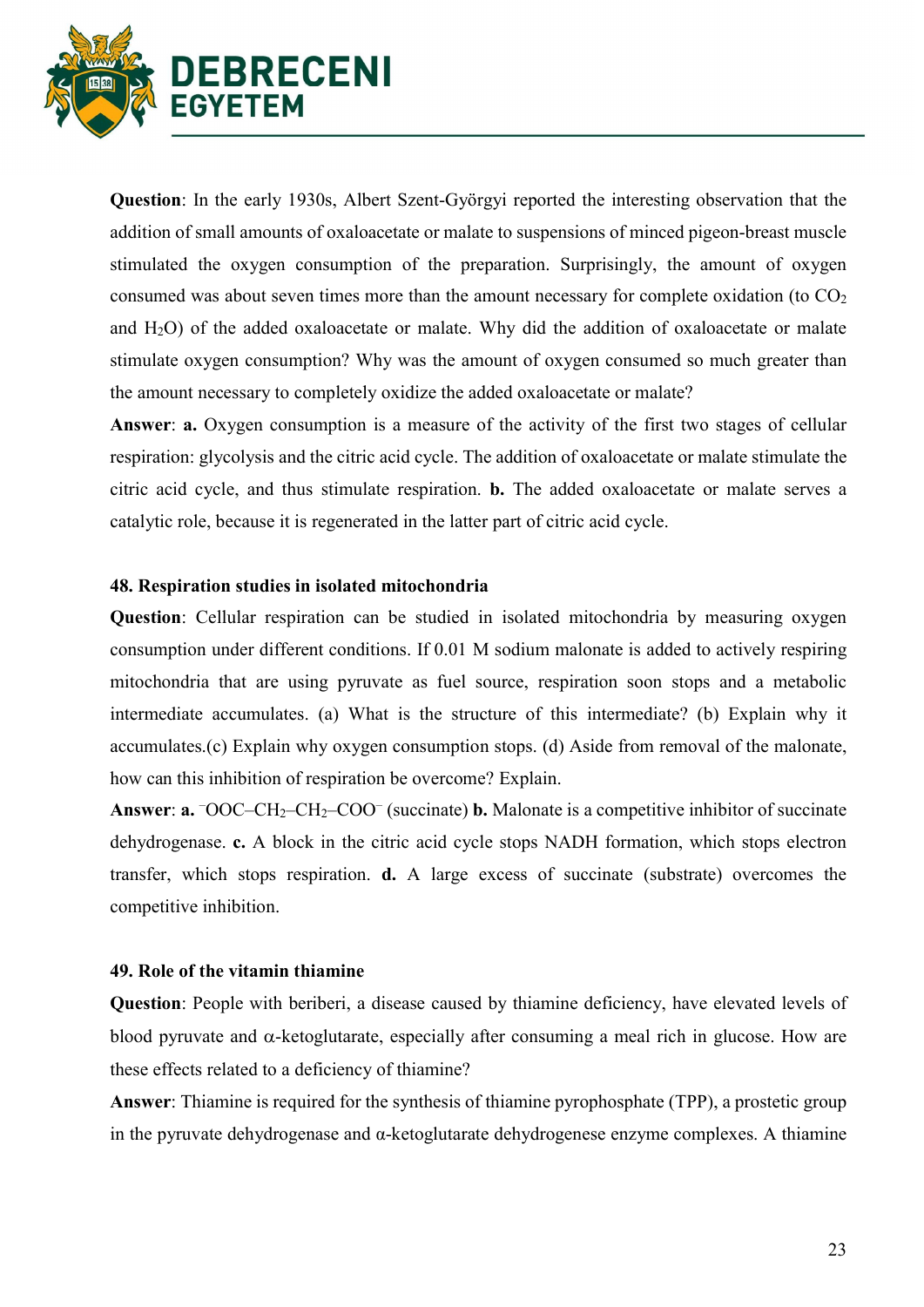**Question**: In the early 1930s, Albert Szent-Györgyi reported the interesting observation that the addition of small amounts of oxaloacetate or malate to suspensions of minced pigeon-breast muscle stimulated the oxygen consumption of the preparation. Surprisingly, the amount of oxygen consumed was about seven times more than the amount necessary for complete oxidation (to $CO_2$ and $H_2O$) of the added oxaloacetate or malate. Why did the addition of oxaloacetate or malate stimulate oxygen consumption? Why was the amount of oxygen consumed so much greater than the amount necessary to completely oxidize the added oxaloacetate or malate?

**Answer**: **a.** Oxygen consumption is a measure of the activity of the first two stages of cellular respiration: glycolysis and the citric acid cycle. The addition of oxaloacetate or malate stimulate the citric acid cycle, and thus stimulate respiration. **b.** The added oxaloacetate or malate serves a catalytic role, because it is regenerated in the latter part of citric acid cycle.

### 48. Respiration studies in isolated mitochondria

**Question**: Cellular respiration can be studied in isolated mitochondria by measuring oxygen consumption under different conditions. If 0.01 M sodium malonate is added to actively respiring mitochondria that are using pyruvate as fuel source, respiration soon stops and a metabolic intermediate accumulates. (a) What is the structure of this intermediate? (b) Explain why it accumulates.(c) Explain why oxygen consumption stops. (d) Aside from removal of the malonate, how can this inhibition of respiration be overcome? Explain.

**Answer**: **a.** $^{-}OOC–CH_2–CH_2–COO^{-}$ (succinate) **b.** Malonate is a competitive inhibitor of succinate dehydrogenase. **c.** A block in the citric acid cycle stops NADH formation, which stops electron transfer, which stops respiration. **d.** A large excess of succinate (substrate) overcomes the competitive inhibition.

### 49. Role of the vitamin thiamine

**Question**: People with beriberi, a disease caused by thiamine deficiency, have elevated levels of blood pyruvate and α-ketoglutarate, especially after consuming a meal rich in glucose. How are these effects related to a deficiency of thiamine?

**Answer**: Thiamine is required for the synthesis of thiamine pyrophosphate (TPP), a prostetic group in the pyruvate dehydrogenase and α-ketoglutarate dehydrogenese enzyme complexes. A thiamine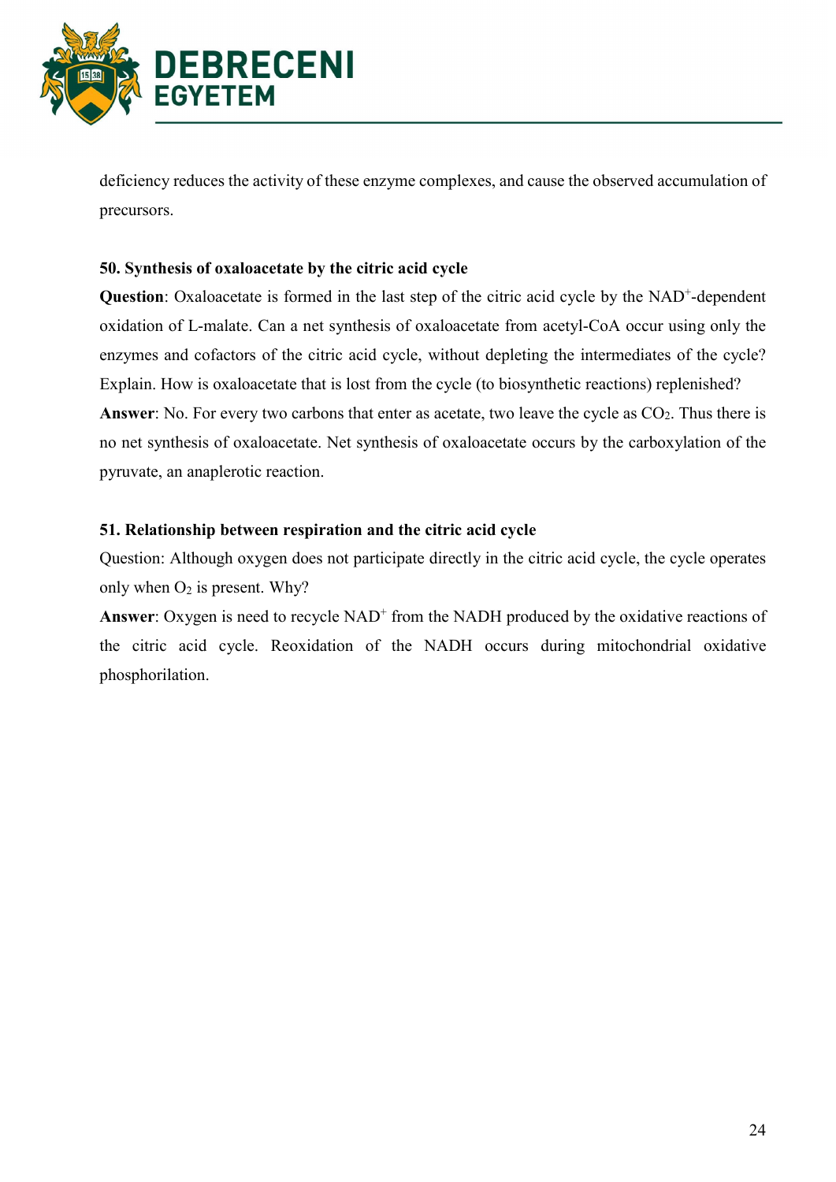deficiency reduces the activity of these enzyme complexes, and cause the observed accumulation of precursors.

**50. Synthesis of oxaloacetate by the citric acid cycle**

**Question**: Oxaloacetate is formed in the last step of the citric acid cycle by the $NAD^+$-dependent oxidation of L-malate. Can a net synthesis of oxaloacetate from acetyl-CoA occur using only the enzymes and cofactors of the citric acid cycle, without depleting the intermediates of the cycle? Explain. How is oxaloacetate that is lost from the cycle (to biosynthetic reactions) replenished?

**Answer**: No. For every two carbons that enter as acetate, two leave the cycle as $CO_2$. Thus there is no net synthesis of oxaloacetate. Net synthesis of oxaloacetate occurs by the carboxylation of the pyruvate, an anaplerotic reaction.

**51. Relationship between respiration and the citric acid cycle**

Question: Although oxygen does not participate directly in the citric acid cycle, the cycle operates only when $O_2$ is present. Why?

**Answer**: Oxygen is need to recycle $NAD^+$ from the NADH produced by the oxidative reactions of the citric acid cycle. Reoxidation of the NADH occurs during mitochondrial oxidative phosphorilation.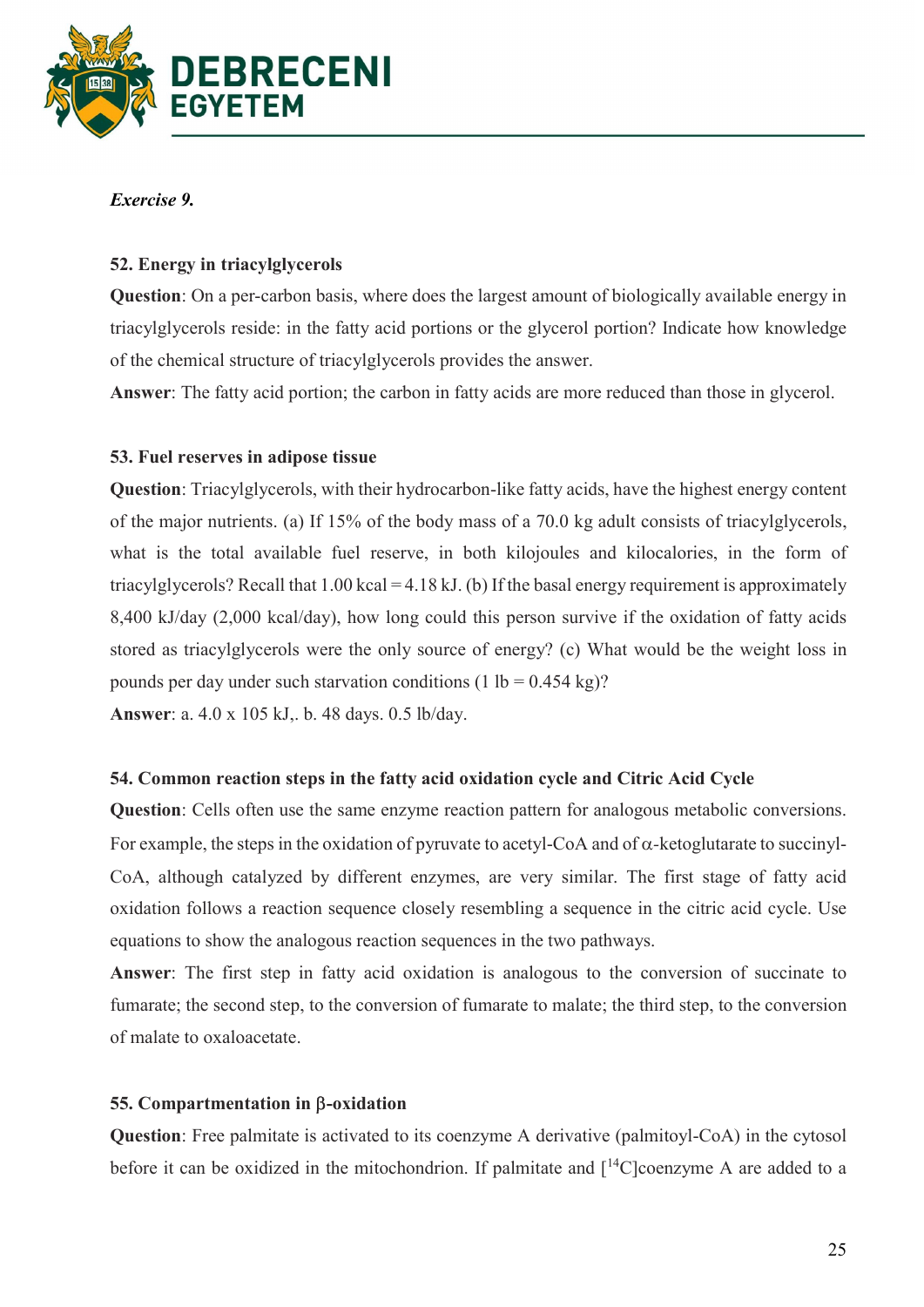*Exercise 9.*

**52. Energy in triacylglycerols**

**Question**: On a per-carbon basis, where does the largest amount of biologically available energy in triacylglycerols reside: in the fatty acid portions or the glycerol portion? Indicate how knowledge of the chemical structure of triacylglycerols provides the answer.

**Answer**: The fatty acid portion; the carbon in fatty acids are more reduced than those in glycerol.

**53. Fuel reserves in adipose tissue**

**Question**: Triacylglycerols, with their hydrocarbon-like fatty acids, have the highest energy content of the major nutrients. (a) If 15% of the body mass of a 70.0 kg adult consists of triacylglycerols, what is the total available fuel reserve, in both kilojoules and kilocalories, in the form of triacylglycerols? Recall that 1.00 kcal = 4.18 kJ. (b) If the basal energy requirement is approximately 8,400 kJ/day (2,000 kcal/day), how long could this person survive if the oxidation of fatty acids stored as triacylglycerols were the only source of energy? (c) What would be the weight loss in pounds per day under such starvation conditions (1 lb = 0.454 kg)?

**Answer**: a. 4.0 x 105 kJ,. b. 48 days. 0.5 lb/day.

**54. Common reaction steps in the fatty acid oxidation cycle and Citric Acid Cycle**

**Question**: Cells often use the same enzyme reaction pattern for analogous metabolic conversions. For example, the steps in the oxidation of pyruvate to acetyl-CoA and of α-ketoglutarate to succinyl-CoA, although catalyzed by different enzymes, are very similar. The first stage of fatty acid oxidation follows a reaction sequence closely resembling a sequence in the citric acid cycle. Use equations to show the analogous reaction sequences in the two pathways.

**Answer**: The first step in fatty acid oxidation is analogous to the conversion of succinate to fumarate; the second step, to the conversion of fumarate to malate; the third step, to the conversion of malate to oxaloacetate.

**55. Compartmentation in β-oxidation**

**Question**: Free palmitate is activated to its coenzyme A derivative (palmitoyl-CoA) in the cytosol before it can be oxidized in the mitochondrion. If palmitate and [$^{14}$C]coenzyme A are added to a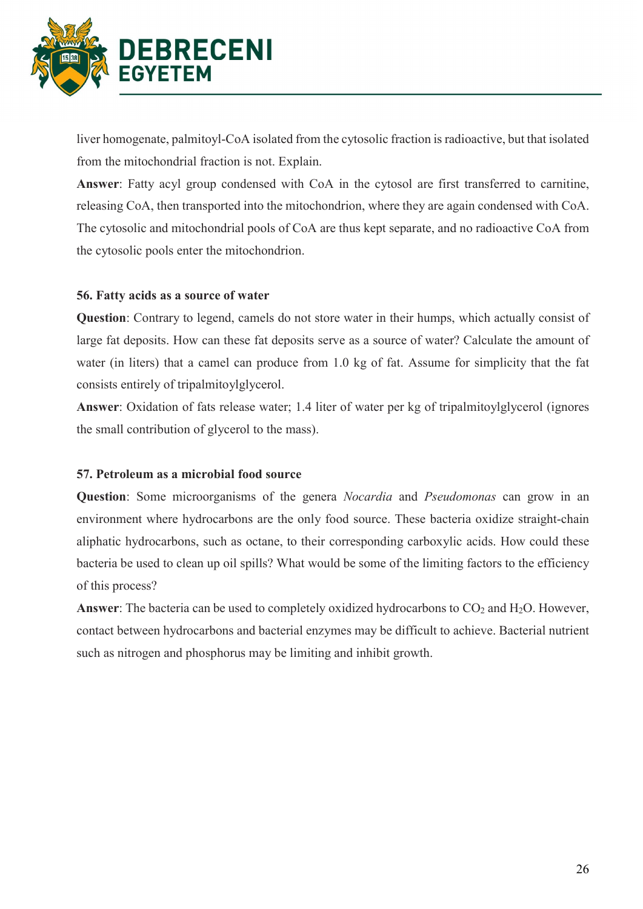liver homogenate, palmitoyl-CoA isolated from the cytosolic fraction is radioactive, but that isolated from the mitochondrial fraction is not. Explain.

**Answer**: Fatty acyl group condensed with CoA in the cytosol are first transferred to carnitine, releasing CoA, then transported into the mitochondrion, where they are again condensed with CoA. The cytosolic and mitochondrial pools of CoA are thus kept separate, and no radioactive CoA from the cytosolic pools enter the mitochondrion.

### 56. Fatty acids as a source of water

**Question**: Contrary to legend, camels do not store water in their humps, which actually consist of large fat deposits. How can these fat deposits serve as a source of water? Calculate the amount of water (in liters) that a camel can produce from 1.0 kg of fat. Assume for simplicity that the fat consists entirely of tripalmitoylglycerol.

**Answer**: Oxidation of fats release water; 1.4 liter of water per kg of tripalmitoylglycerol (ignores the small contribution of glycerol to the mass).

### 57. Petroleum as a microbial food source

**Question**: Some microorganisms of the genera *Nocardia* and *Pseudomonas* can grow in an environment where hydrocarbons are the only food source. These bacteria oxidize straight-chain aliphatic hydrocarbons, such as octane, to their corresponding carboxylic acids. How could these bacteria be used to clean up oil spills? What would be some of the limiting factors to the efficiency of this process?

**Answer**: The bacteria can be used to completely oxidized hydrocarbons to $CO_2$ and $H_2O$. However, contact between hydrocarbons and bacterial enzymes may be difficult to achieve. Bacterial nutrient such as nitrogen and phosphorus may be limiting and inhibit growth.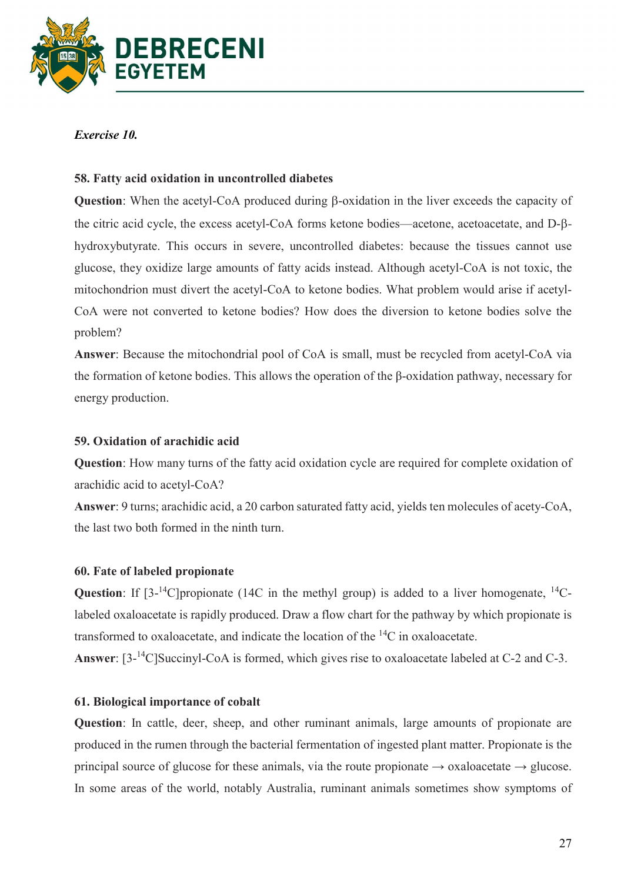*Exercise 10.*

**58. Fatty acid oxidation in uncontrolled diabetes**

**Question**: When the acetyl-CoA produced during β-oxidation in the liver exceeds the capacity of the citric acid cycle, the excess acetyl-CoA forms ketone bodies—acetone, acetoacetate, and D-β-hydroxybutyrate. This occurs in severe, uncontrolled diabetes: because the tissues cannot use glucose, they oxidize large amounts of fatty acids instead. Although acetyl-CoA is not toxic, the mitochondrion must divert the acetyl-CoA to ketone bodies. What problem would arise if acetyl-CoA were not converted to ketone bodies? How does the diversion to ketone bodies solve the problem?

**Answer**: Because the mitochondrial pool of CoA is small, must be recycled from acetyl-CoA via the formation of ketone bodies. This allows the operation of the β-oxidation pathway, necessary for energy production.

**59. Oxidation of arachidic acid**

**Question**: How many turns of the fatty acid oxidation cycle are required for complete oxidation of arachidic acid to acetyl-CoA?

**Answer**: 9 turns; arachidic acid, a 20 carbon saturated fatty acid, yields ten molecules of acety-CoA, the last two both formed in the ninth turn.

**60. Fate of labeled propionate**

**Question**: If [3-$^{14}$C]propionate (14C in the methyl group) is added to a liver homogenate, $^{14}$C-labeled oxaloacetate is rapidly produced. Draw a flow chart for the pathway by which propionate is transformed to oxaloacetate, and indicate the location of the $^{14}$C in oxaloacetate.

**Answer**: [3-$^{14}$C]Succinyl-CoA is formed, which gives rise to oxaloacetate labeled at C-2 and C-3.

**61. Biological importance of cobalt**

**Question**: In cattle, deer, sheep, and other ruminant animals, large amounts of propionate are produced in the rumen through the bacterial fermentation of ingested plant matter. Propionate is the principal source of glucose for these animals, via the route propionate → oxaloacetate → glucose. In some areas of the world, notably Australia, ruminant animals sometimes show symptoms of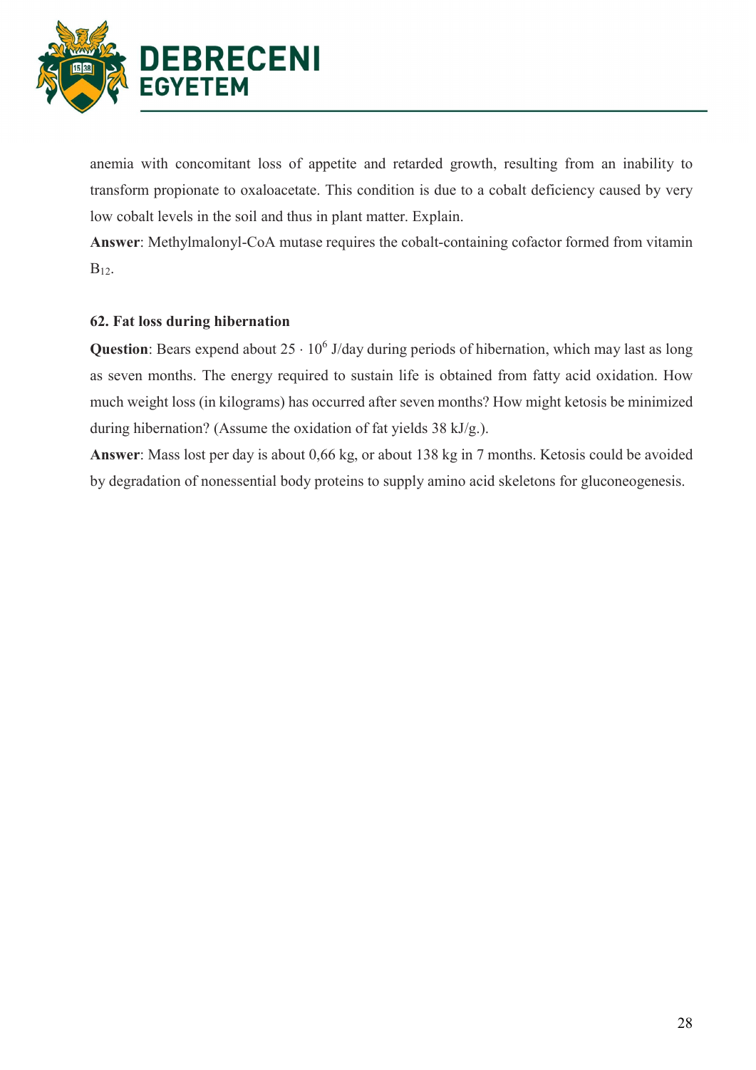anemia with concomitant loss of appetite and retarded growth, resulting from an inability to transform propionate to oxaloacetate. This condition is due to a cobalt deficiency caused by very low cobalt levels in the soil and thus in plant matter. Explain.

**Answer**: Methylmalonyl-CoA mutase requires the cobalt-containing cofactor formed from vitamin $B_{12}$.

**62. Fat loss during hibernation**

**Question**: Bears expend about $25 \cdot 10^6$ J/day during periods of hibernation, which may last as long as seven months. The energy required to sustain life is obtained from fatty acid oxidation. How much weight loss (in kilograms) has occurred after seven months? How might ketosis be minimized during hibernation? (Assume the oxidation of fat yields 38 kJ/g.).

**Answer**: Mass lost per day is about 0,66 kg, or about 138 kg in 7 months. Ketosis could be avoided by degradation of nonessential body proteins to supply amino acid skeletons for gluconeogenesis.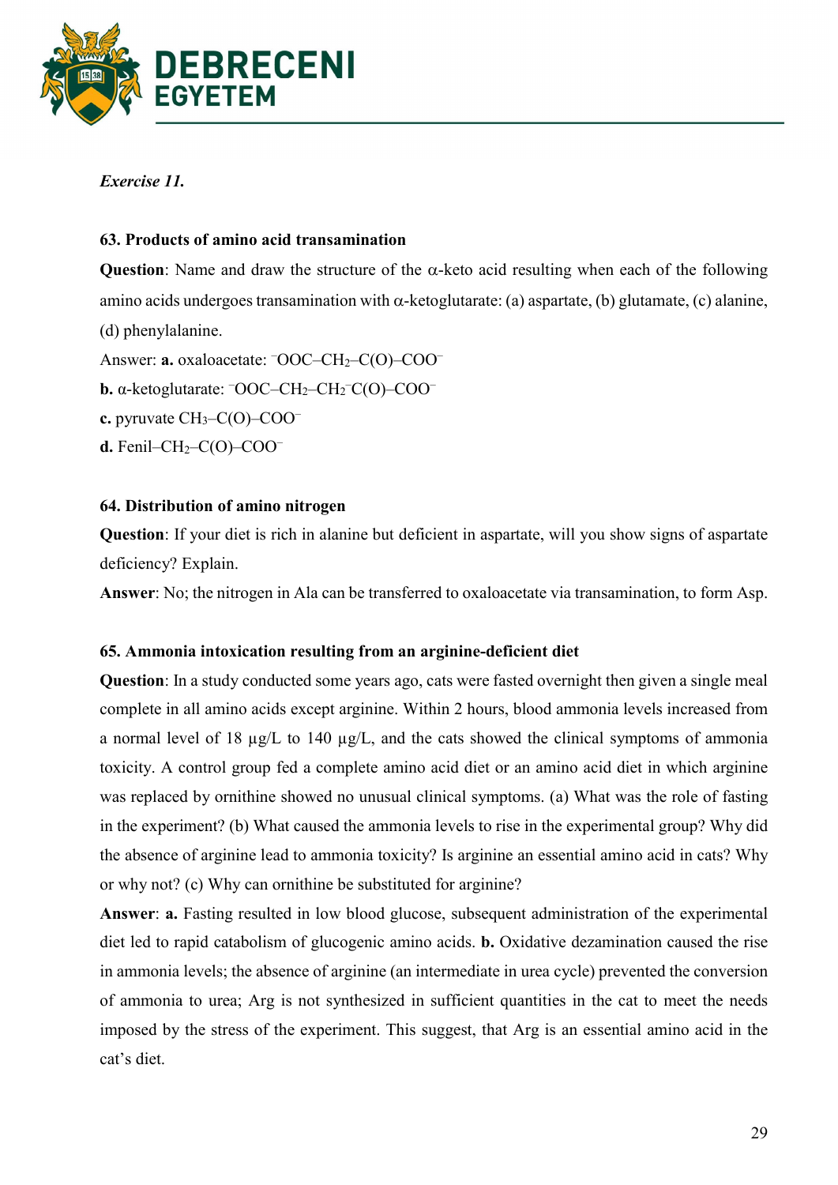*Exercise 11.*

**63. Products of amino acid transamination**

**Question**: Name and draw the structure of the α-keto acid resulting when each of the following amino acids undergoes transamination with α-ketoglutarate: (a) aspartate, (b) glutamate, (c) alanine, (d) phenylalanine.

Answer: **a.** oxaloacetate: $^{-}OOC–CH_2–C(O)–COO^{-}$

**b.** α-ketoglutarate: $^{-}OOC–CH_2–CH_2^{-}C(O)–COO^{-}$

**c.** pyruvate $CH_3–C(O)–COO^{-}$

**d.** Fenil–$CH_2$–C(O)–$COO^{-}$

**64. Distribution of amino nitrogen**

**Question**: If your diet is rich in alanine but deficient in aspartate, will you show signs of aspartate deficiency? Explain.

**Answer**: No; the nitrogen in Ala can be transferred to oxaloacetate via transamination, to form Asp.

**65. Ammonia intoxication resulting from an arginine-deficient diet**

**Question**: In a study conducted some years ago, cats were fasted overnight then given a single meal complete in all amino acids except arginine. Within 2 hours, blood ammonia levels increased from a normal level of 18 μg/L to 140 μg/L, and the cats showed the clinical symptoms of ammonia toxicity. A control group fed a complete amino acid diet or an amino acid diet in which arginine was replaced by ornithine showed no unusual clinical symptoms. (a) What was the role of fasting in the experiment? (b) What caused the ammonia levels to rise in the experimental group? Why did the absence of arginine lead to ammonia toxicity? Is arginine an essential amino acid in cats? Why or why not? (c) Why can ornithine be substituted for arginine?

**Answer**: **a.** Fasting resulted in low blood glucose, subsequent administration of the experimental diet led to rapid catabolism of glucogenic amino acids. **b.** Oxidative dezamination caused the rise in ammonia levels; the absence of arginine (an intermediate in urea cycle) prevented the conversion of ammonia to urea; Arg is not synthesized in sufficient quantities in the cat to meet the needs imposed by the stress of the experiment. This suggest, that Arg is an essential amino acid in the cat's diet.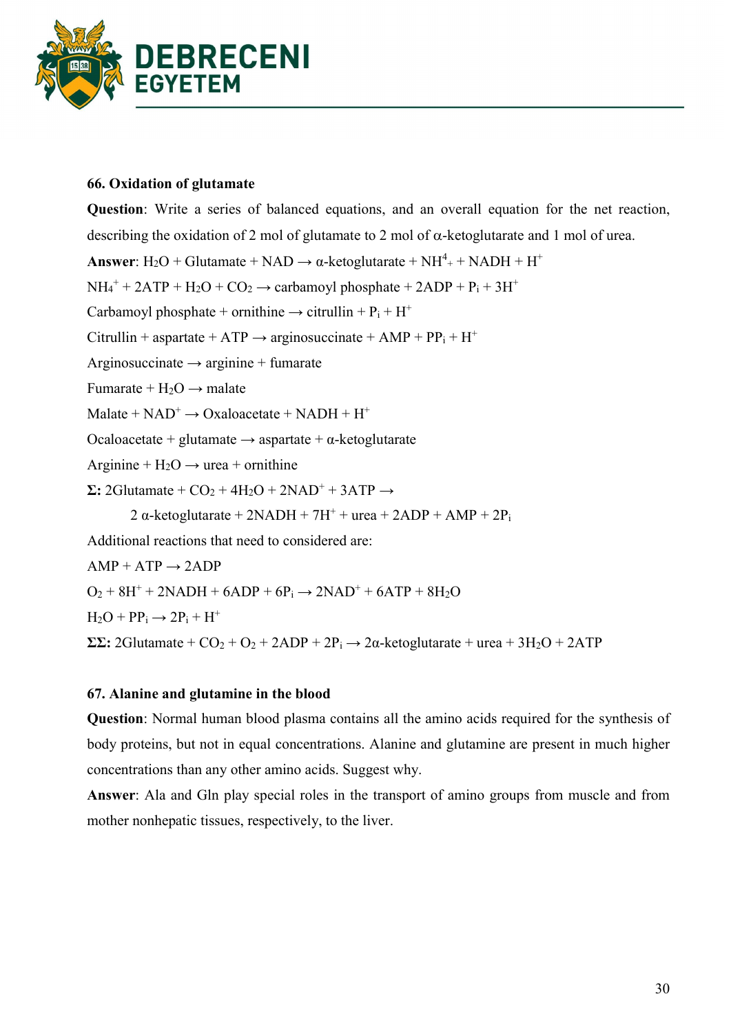**66. Oxidation of glutamate**

**Question**: Write a series of balanced equations, and an overall equation for the net reaction, describing the oxidation of 2 mol of glutamate to 2 mol of α-ketoglutarate and 1 mol of urea.

**Answer**: $H_2O$ + Glutamate + NAD → α-ketoglutarate + $NH^4_+$ + NADH + $H^+$

$NH_4^+$ + 2ATP + $H_2O$ + $CO_2$ → carbamoyl phosphate + 2ADP + $P_i$ + $3H^+$

Carbamoyl phosphate + ornithine → citrullin + $P_i$ + $H^+$

Citrullin + aspartate + ATP → arginosuccinate + AMP + $PP_i$ + $H^+$

Arginosuccinate → arginine + fumarate

Fumarate + $H_2O$ → malate

Malate + $NAD^+$ → Oxaloacetate + NADH + $H^+$

Ocaloacetate + glutamate → aspartate + α-ketoglutarate

Arginine + $H_2O$ → urea + ornithine

**Σ:** 2Glutamate + $CO_2$ + $4H_2O$ + $2NAD^+$ + 3ATP →

2 α-ketoglutarate + 2NADH + $7H^+$ + urea + 2ADP + AMP + $2P_i$

Additional reactions that need to considered are:

AMP + ATP → 2ADP

$O_2$ + $8H^+$ + 2NADH + 6ADP + $6P_i$ → $2NAD^+$ + 6ATP + $8H_2O$

$H_2O$ + $PP_i$ → $2P_i$ + $H^+$

**ΣΣ:** 2Glutamate + $CO_2$ + $O_2$ + 2ADP + $2P_i$ → 2α-ketoglutarate + urea + $3H_2O$ + 2ATP

**67. Alanine and glutamine in the blood**

**Question**: Normal human blood plasma contains all the amino acids required for the synthesis of body proteins, but not in equal concentrations. Alanine and glutamine are present in much higher concentrations than any other amino acids. Suggest why.

**Answer**: Ala and Gln play special roles in the transport of amino groups from muscle and from mother nonhepatic tissues, respectively, to the liver.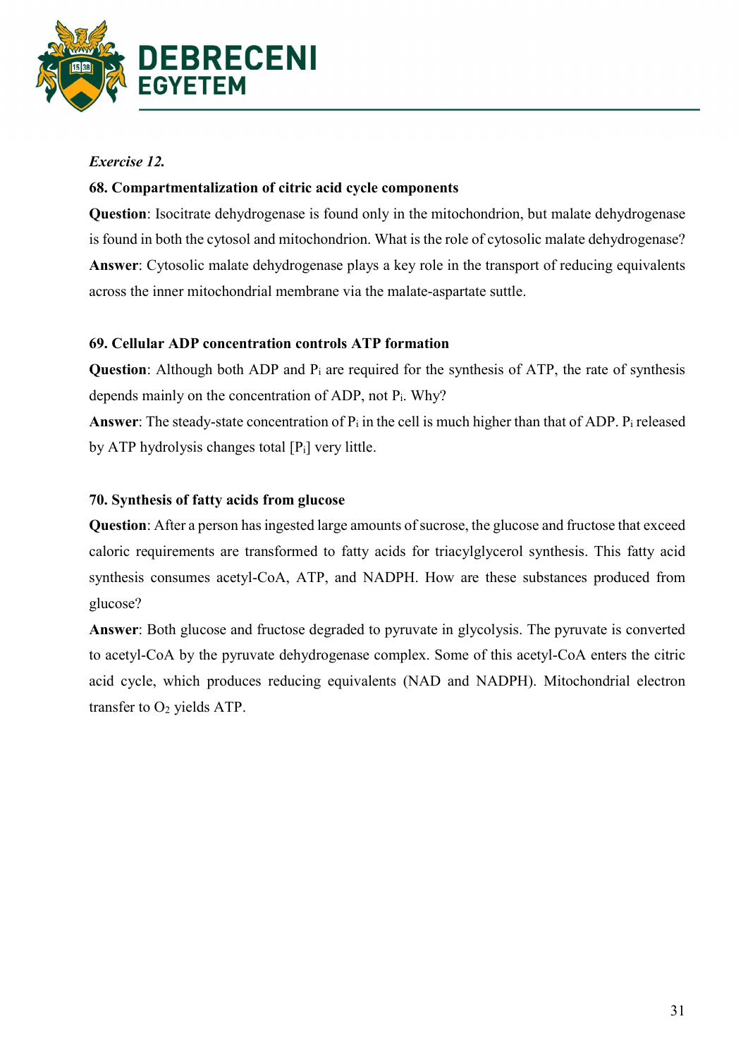*Exercise 12.*

**68. Compartmentalization of citric acid cycle components**

**Question**: Isocitrate dehydrogenase is found only in the mitochondrion, but malate dehydrogenase is found in both the cytosol and mitochondrion. What is the role of cytosolic malate dehydrogenase?

**Answer**: Cytosolic malate dehydrogenase plays a key role in the transport of reducing equivalents across the inner mitochondrial membrane via the malate-aspartate suttle.

**69. Cellular ADP concentration controls ATP formation**

**Question**: Although both ADP and $P_i$ are required for the synthesis of ATP, the rate of synthesis depends mainly on the concentration of ADP, not $P_i$. Why?

**Answer**: The steady-state concentration of $P_i$ in the cell is much higher than that of ADP. $P_i$ released by ATP hydrolysis changes total $[P_i]$ very little.

**70. Synthesis of fatty acids from glucose**

**Question**: After a person has ingested large amounts of sucrose, the glucose and fructose that exceed caloric requirements are transformed to fatty acids for triacylglycerol synthesis. This fatty acid synthesis consumes acetyl-CoA, ATP, and NADPH. How are these substances produced from glucose?

**Answer**: Both glucose and fructose degraded to pyruvate in glycolysis. The pyruvate is converted to acetyl-CoA by the pyruvate dehydrogenase complex. Some of this acetyl-CoA enters the citric acid cycle, which produces reducing equivalents (NAD and NADPH). Mitochondrial electron transfer to $O_2$ yields ATP.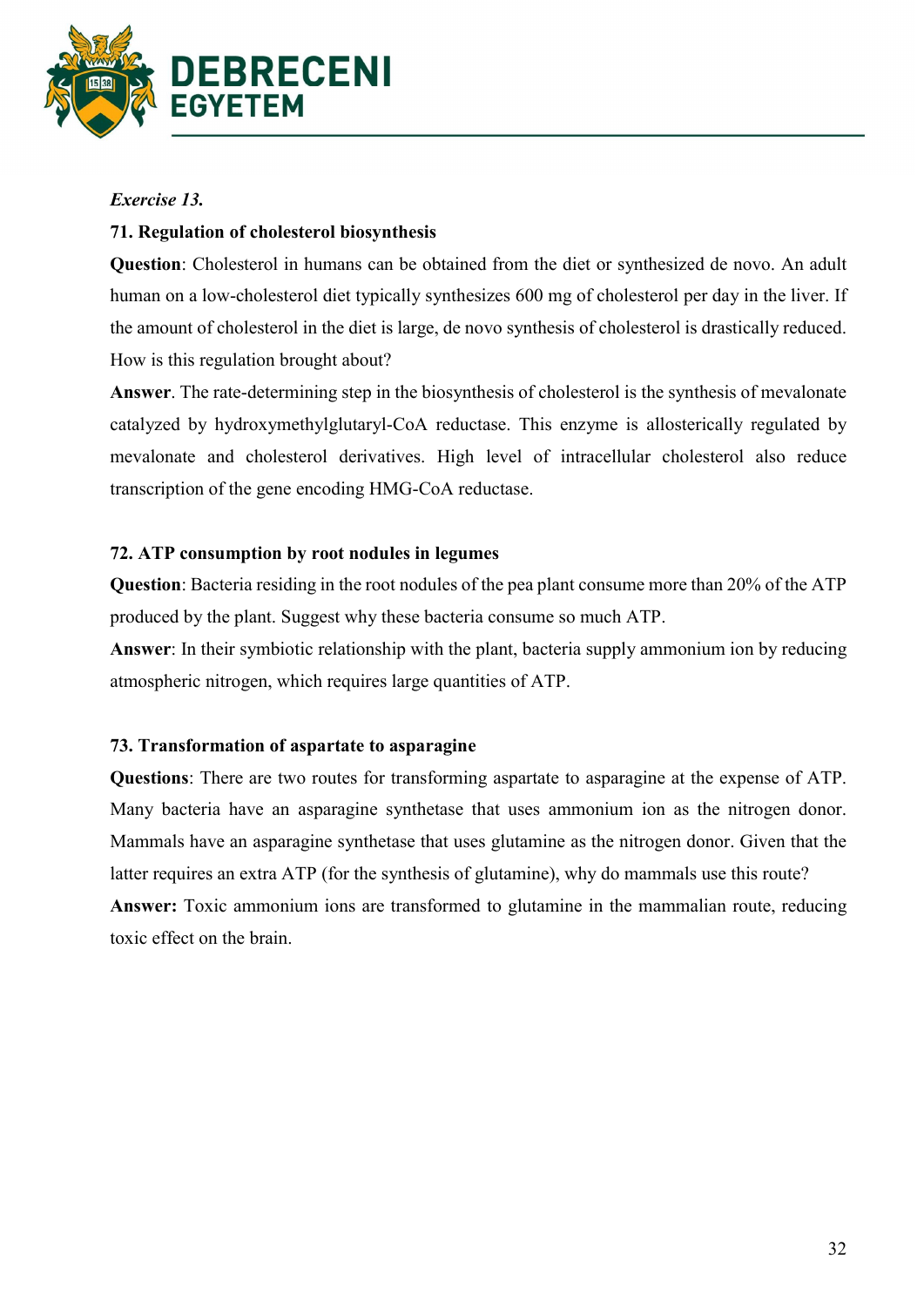*Exercise 13.*

**71. Regulation of cholesterol biosynthesis**

**Question**: Cholesterol in humans can be obtained from the diet or synthesized de novo. An adult human on a low-cholesterol diet typically synthesizes 600 mg of cholesterol per day in the liver. If the amount of cholesterol in the diet is large, de novo synthesis of cholesterol is drastically reduced. How is this regulation brought about?

**Answer**. The rate-determining step in the biosynthesis of cholesterol is the synthesis of mevalonate catalyzed by hydroxymethylglutaryl-CoA reductase. This enzyme is allosterically regulated by mevalonate and cholesterol derivatives. High level of intracellular cholesterol also reduce transcription of the gene encoding HMG-CoA reductase.

**72. ATP consumption by root nodules in legumes**

**Question**: Bacteria residing in the root nodules of the pea plant consume more than 20% of the ATP produced by the plant. Suggest why these bacteria consume so much ATP.

**Answer**: In their symbiotic relationship with the plant, bacteria supply ammonium ion by reducing atmospheric nitrogen, which requires large quantities of ATP.

**73. Transformation of aspartate to asparagine**

**Questions**: There are two routes for transforming aspartate to asparagine at the expense of ATP. Many bacteria have an asparagine synthetase that uses ammonium ion as the nitrogen donor. Mammals have an asparagine synthetase that uses glutamine as the nitrogen donor. Given that the latter requires an extra ATP (for the synthesis of glutamine), why do mammals use this route?

**Answer:** Toxic ammonium ions are transformed to glutamine in the mammalian route, reducing toxic effect on the brain.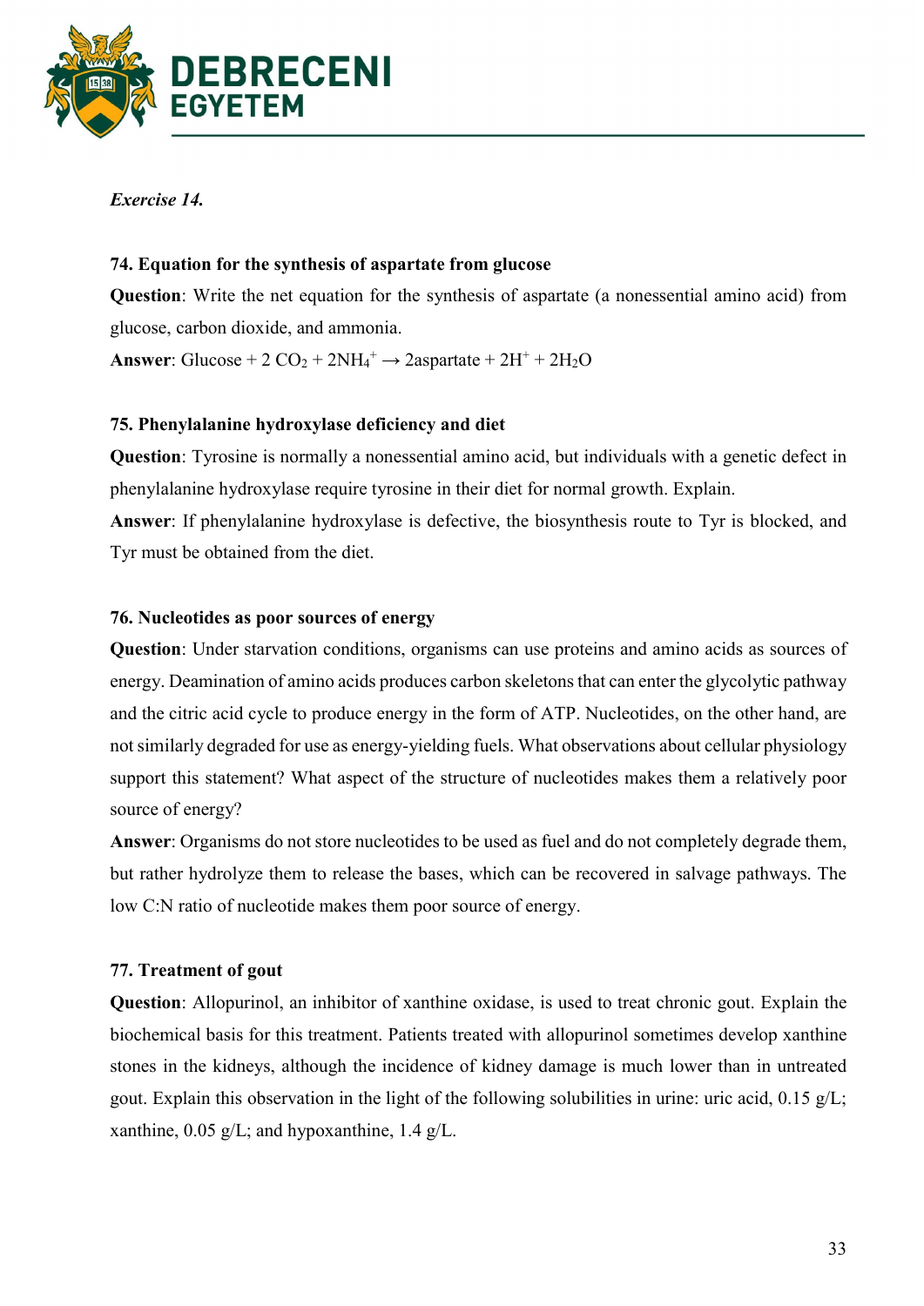*Exercise 14.*

**74. Equation for the synthesis of aspartate from glucose**

**Question**: Write the net equation for the synthesis of aspartate (a nonessential amino acid) from glucose, carbon dioxide, and ammonia.

**Answer**: Glucose + 2 $CO_2$ + $2NH_4^+$ → 2aspartate + $2H^+$ + $2H_2O$

**75. Phenylalanine hydroxylase deficiency and diet**

**Question**: Tyrosine is normally a nonessential amino acid, but individuals with a genetic defect in phenylalanine hydroxylase require tyrosine in their diet for normal growth. Explain.

**Answer**: If phenylalanine hydroxylase is defective, the biosynthesis route to Tyr is blocked, and Tyr must be obtained from the diet.

**76. Nucleotides as poor sources of energy**

**Question**: Under starvation conditions, organisms can use proteins and amino acids as sources of energy. Deamination of amino acids produces carbon skeletons that can enter the glycolytic pathway and the citric acid cycle to produce energy in the form of ATP. Nucleotides, on the other hand, are not similarly degraded for use as energy-yielding fuels. What observations about cellular physiology support this statement? What aspect of the structure of nucleotides makes them a relatively poor source of energy?

**Answer**: Organisms do not store nucleotides to be used as fuel and do not completely degrade them, but rather hydrolyze them to release the bases, which can be recovered in salvage pathways. The low C:N ratio of nucleotide makes them poor source of energy.

**77. Treatment of gout**

**Question**: Allopurinol, an inhibitor of xanthine oxidase, is used to treat chronic gout. Explain the biochemical basis for this treatment. Patients treated with allopurinol sometimes develop xanthine stones in the kidneys, although the incidence of kidney damage is much lower than in untreated gout. Explain this observation in the light of the following solubilities in urine: uric acid, 0.15 g/L; xanthine, 0.05 g/L; and hypoxanthine, 1.4 g/L.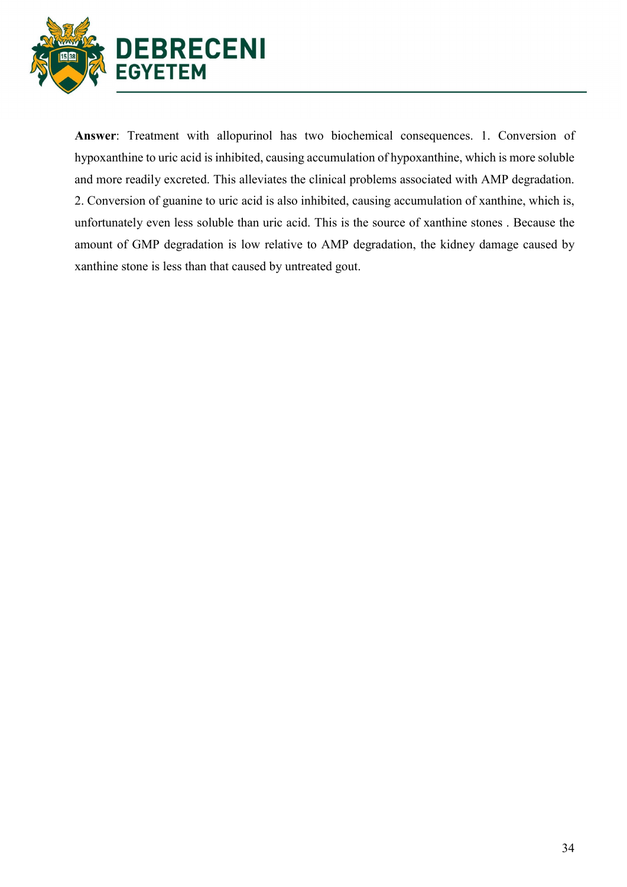**Answer**: Treatment with allopurinol has two biochemical consequences. 1. Conversion of hypoxanthine to uric acid is inhibited, causing accumulation of hypoxanthine, which is more soluble and more readily excreted. This alleviates the clinical problems associated with AMP degradation. 2. Conversion of guanine to uric acid is also inhibited, causing accumulation of xanthine, which is, unfortunately even less soluble than uric acid. This is the source of xanthine stones . Because the amount of GMP degradation is low relative to AMP degradation, the kidney damage caused by xanthine stone is less than that caused by untreated gout.